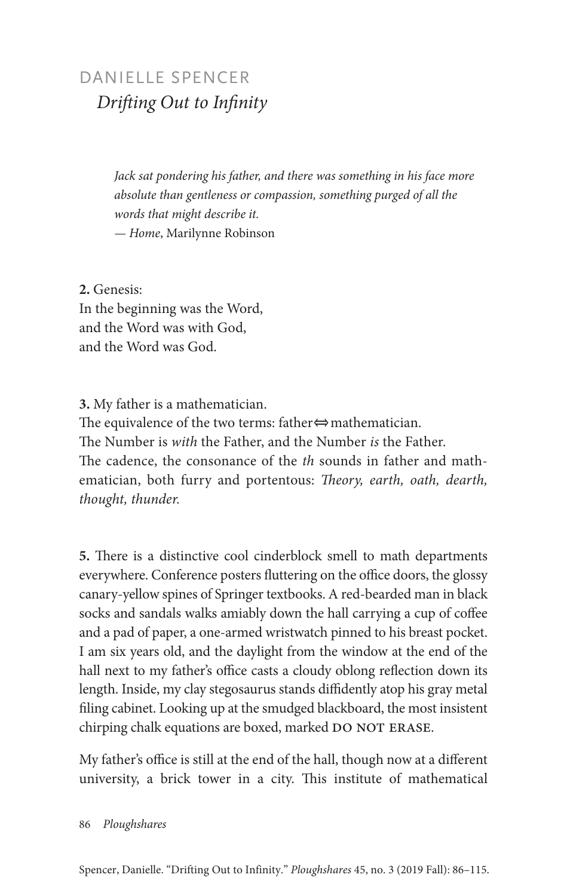# DANIELLE SPENCER

## *Drifting Out to Infinity*

> *Jack sat pondering his father, and there was something in his face more absolute than gentleness or compassion, something purged of all the words that might describe it.*
>
> — *Home*, Marilynne Robinson

**2.** Genesis:
In the beginning was the Word,
and the Word was with God,
and the Word was God.

**3.** My father is a mathematician.
The equivalence of the two terms: father $\Leftrightarrow$ mathematician.
The Number is *with* the Father, and the Number *is* the Father.
The cadence, the consonance of the *th* sounds in father and mathematician, both furry and portentous: *Theory, earth, oath, dearth, thought, thunder.*

**5.** There is a distinctive cool cinderblock smell to math departments everywhere. Conference posters fluttering on the office doors, the glossy canary-yellow spines of Springer textbooks. A red-bearded man in black socks and sandals walks amiably down the hall carrying a cup of coffee and a pad of paper, a one-armed wristwatch pinned to his breast pocket. I am six years old, and the daylight from the window at the end of the hall next to my father's office casts a cloudy oblong reflection down its length. Inside, my clay stegosaurus stands diffidently atop his gray metal filing cabinet. Looking up at the smudged blackboard, the most insistent chirping chalk equations are boxed, marked DO NOT ERASE.

My father's office is still at the end of the hall, though now at a different university, a brick tower in a city. This institute of mathematical

Spencer, Danielle. "Drifting Out to Infinity." *Ploughshares* 45, no. 3 (2019 Fall): 86–115.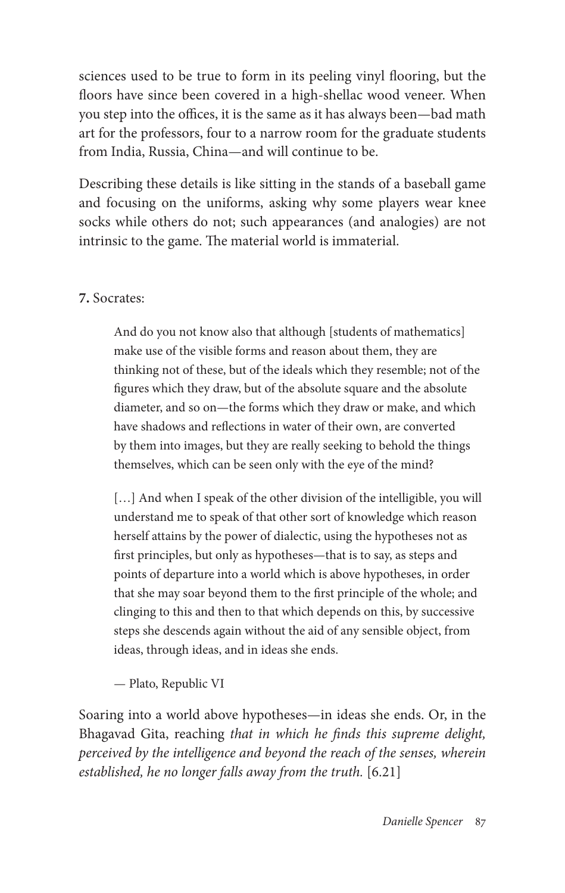sciences used to be true to form in its peeling vinyl flooring, but the floors have since been covered in a high-shellac wood veneer. When you step into the offices, it is the same as it has always been—bad math art for the professors, four to a narrow room for the graduate students from India, Russia, China—and will continue to be.

Describing these details is like sitting in the stands of a baseball game and focusing on the uniforms, asking why some players wear knee socks while others do not; such appearances (and analogies) are not intrinsic to the game. The material world is immaterial.

**7.** Socrates:

> And do you not know also that although [students of mathematics] make use of the visible forms and reason about them, they are thinking not of these, but of the ideals which they resemble; not of the figures which they draw, but of the absolute square and the absolute diameter, and so on—the forms which they draw or make, and which have shadows and reflections in water of their own, are converted by them into images, but they are really seeking to behold the things themselves, which can be seen only with the eye of the mind?
>
> […] And when I speak of the other division of the intelligible, you will understand me to speak of that other sort of knowledge which reason herself attains by the power of dialectic, using the hypotheses not as first principles, but only as hypotheses—that is to say, as steps and points of departure into a world which is above hypotheses, in order that she may soar beyond them to the first principle of the whole; and clinging to this and then to that which depends on this, by successive steps she descends again without the aid of any sensible object, from ideas, through ideas, and in ideas she ends.
>
> — Plato, Republic VI

Soaring into a world above hypotheses—in ideas she ends. Or, in the Bhagavad Gita, reaching *that in which he finds this supreme delight, perceived by the intelligence and beyond the reach of the senses, wherein established, he no longer falls away from the truth.* [6.21]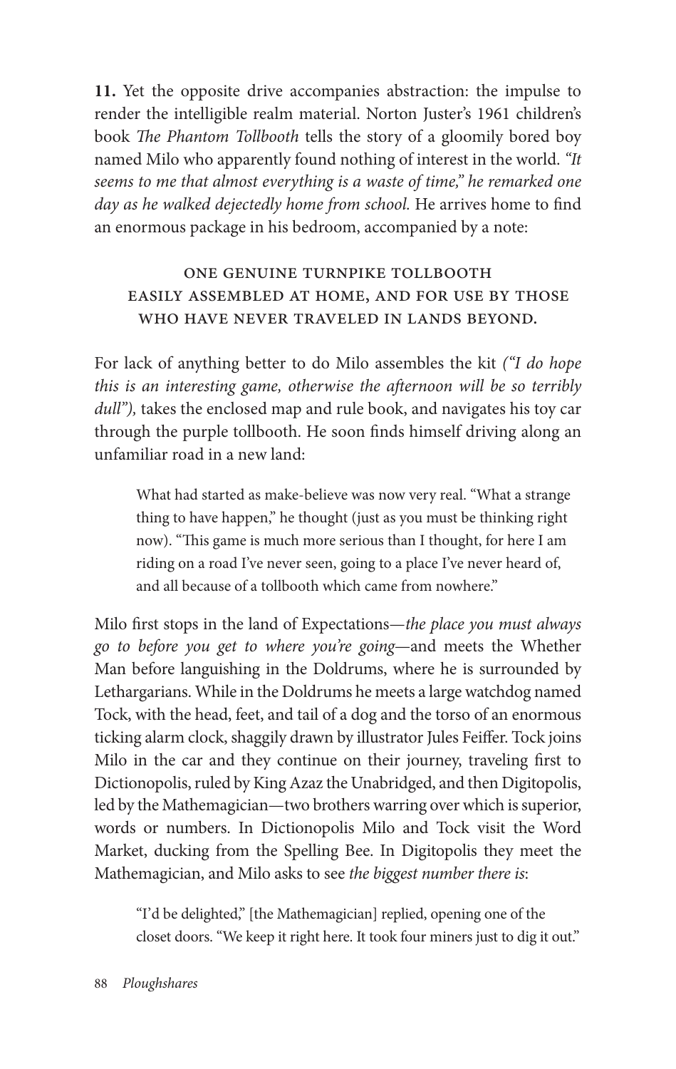**11.** Yet the opposite drive accompanies abstraction: the impulse to render the intelligible realm material. Norton Juster's 1961 children's book *The Phantom Tollbooth* tells the story of a gloomily bored boy named Milo who apparently found nothing of interest in the world. *"It seems to me that almost everything is a waste of time," he remarked one day as he walked dejectedly home from school.* He arrives home to find an enormous package in his bedroom, accompanied by a note:

ONE GENUINE TURNPIKE TOLLBOOTH
EASILY ASSEMBLED AT HOME, AND FOR USE BY THOSE WHO HAVE NEVER TRAVELED IN LANDS BEYOND.

For lack of anything better to do Milo assembles the kit *("I do hope this is an interesting game, otherwise the afternoon will be so terribly dull"),* takes the enclosed map and rule book, and navigates his toy car through the purple tollbooth. He soon finds himself driving along an unfamiliar road in a new land:

> What had started as make-believe was now very real. "What a strange thing to have happen," he thought (just as you must be thinking right now). "This game is much more serious than I thought, for here I am riding on a road I've never seen, going to a place I've never heard of, and all because of a tollbooth which came from nowhere."

Milo first stops in the land of Expectations—*the place you must always go to before you get to where you're going*—and meets the Whether Man before languishing in the Doldrums, where he is surrounded by Lethargarians. While in the Doldrums he meets a large watchdog named Tock, with the head, feet, and tail of a dog and the torso of an enormous ticking alarm clock, shaggily drawn by illustrator Jules Feiffer. Tock joins Milo in the car and they continue on their journey, traveling first to Dictionopolis, ruled by King Azaz the Unabridged, and then Digitopolis, led by the Mathemagician—two brothers warring over which is superior, words or numbers. In Dictionopolis Milo and Tock visit the Word Market, ducking from the Spelling Bee. In Digitopolis they meet the Mathemagician, and Milo asks to see *the biggest number there is*:

> "I'd be delighted," [the Mathemagician] replied, opening one of the closet doors. "We keep it right here. It took four miners just to dig it out."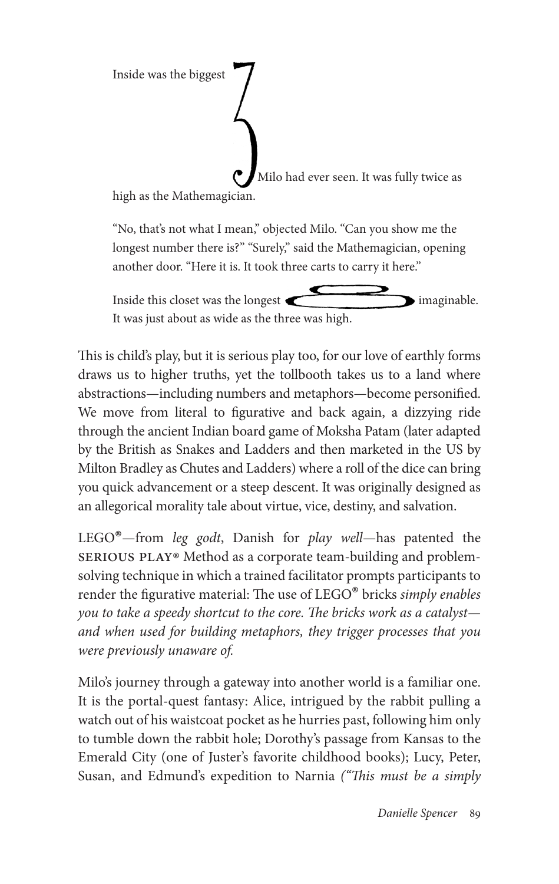Inside was the biggest 3 Milo had ever seen. It was fully twice as high as the Mathemagician.

"No, that's not what I mean," objected Milo. "Can you show me the longest number there is?" "Surely," said the Mathemagician, opening another door. "Here it is. It took three carts to carry it here."

Inside this closet was the longest 3 imaginable. It was just about as wide as the three was high.

This is child's play, but it is serious play too, for our love of earthly forms draws us to higher truths, yet the tollbooth takes us to a land where abstractions—including numbers and metaphors—become personified. We move from literal to figurative and back again, a dizzying ride through the ancient Indian board game of Moksha Patam (later adapted by the British as Snakes and Ladders and then marketed in the US by Milton Bradley as Chutes and Ladders) where a roll of the dice can bring you quick advancement or a steep descent. It was originally designed as an allegorical morality tale about virtue, vice, destiny, and salvation.

LEGO®—from *leg godt*, Danish for *play well*—has patented the SERIOUS PLAY® Method as a corporate team-building and problem-solving technique in which a trained facilitator prompts participants to render the figurative material: The use of LEGO® bricks *simply enables you to take a speedy shortcut to the core. The bricks work as a catalyst—and when used for building metaphors, they trigger processes that you were previously unaware of.*

Milo's journey through a gateway into another world is a familiar one. It is the portal-quest fantasy: Alice, intrigued by the rabbit pulling a watch out of his waistcoat pocket as he hurries past, following him only to tumble down the rabbit hole; Dorothy's passage from Kansas to the Emerald City (one of Juster's favorite childhood books); Lucy, Peter, Susan, and Edmund's expedition to Narnia *("This must be a simply*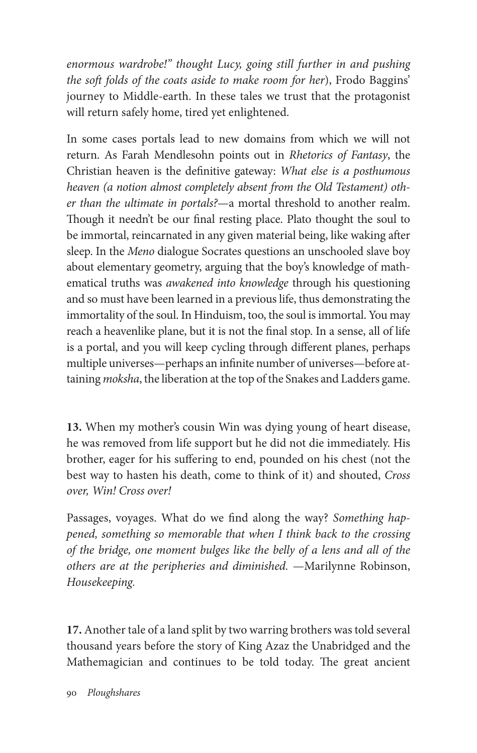*enormous wardrobe!" thought Lucy, going still further in and pushing the soft folds of the coats aside to make room for her*), Frodo Baggins' journey to Middle-earth. In these tales we trust that the protagonist will return safely home, tired yet enlightened.

In some cases portals lead to new domains from which we will not return. As Farah Mendlesohn points out in *Rhetorics of Fantasy*, the Christian heaven is the definitive gateway: *What else is a posthumous heaven (a notion almost completely absent from the Old Testament) other than the ultimate in portals?*—a mortal threshold to another realm. Though it needn't be our final resting place. Plato thought the soul to be immortal, reincarnated in any given material being, like waking after sleep. In the *Meno* dialogue Socrates questions an unschooled slave boy about elementary geometry, arguing that the boy's knowledge of mathematical truths was *awakened into knowledge* through his questioning and so must have been learned in a previous life, thus demonstrating the immortality of the soul. In Hinduism, too, the soul is immortal. You may reach a heavenlike plane, but it is not the final stop. In a sense, all of life is a portal, and you will keep cycling through different planes, perhaps multiple universes—perhaps an infinite number of universes—before attaining *moksha*, the liberation at the top of the Snakes and Ladders game.

**13.** When my mother's cousin Win was dying young of heart disease, he was removed from life support but he did not die immediately. His brother, eager for his suffering to end, pounded on his chest (not the best way to hasten his death, come to think of it) and shouted, *Cross over, Win! Cross over!*

Passages, voyages. What do we find along the way? *Something happened, something so memorable that when I think back to the crossing of the bridge, one moment bulges like the belly of a lens and all of the others are at the peripheries and diminished.* —Marilynne Robinson, *Housekeeping.*

**17.** Another tale of a land split by two warring brothers was told several thousand years before the story of King Azaz the Unabridged and the Mathemagician and continues to be told today. The great ancient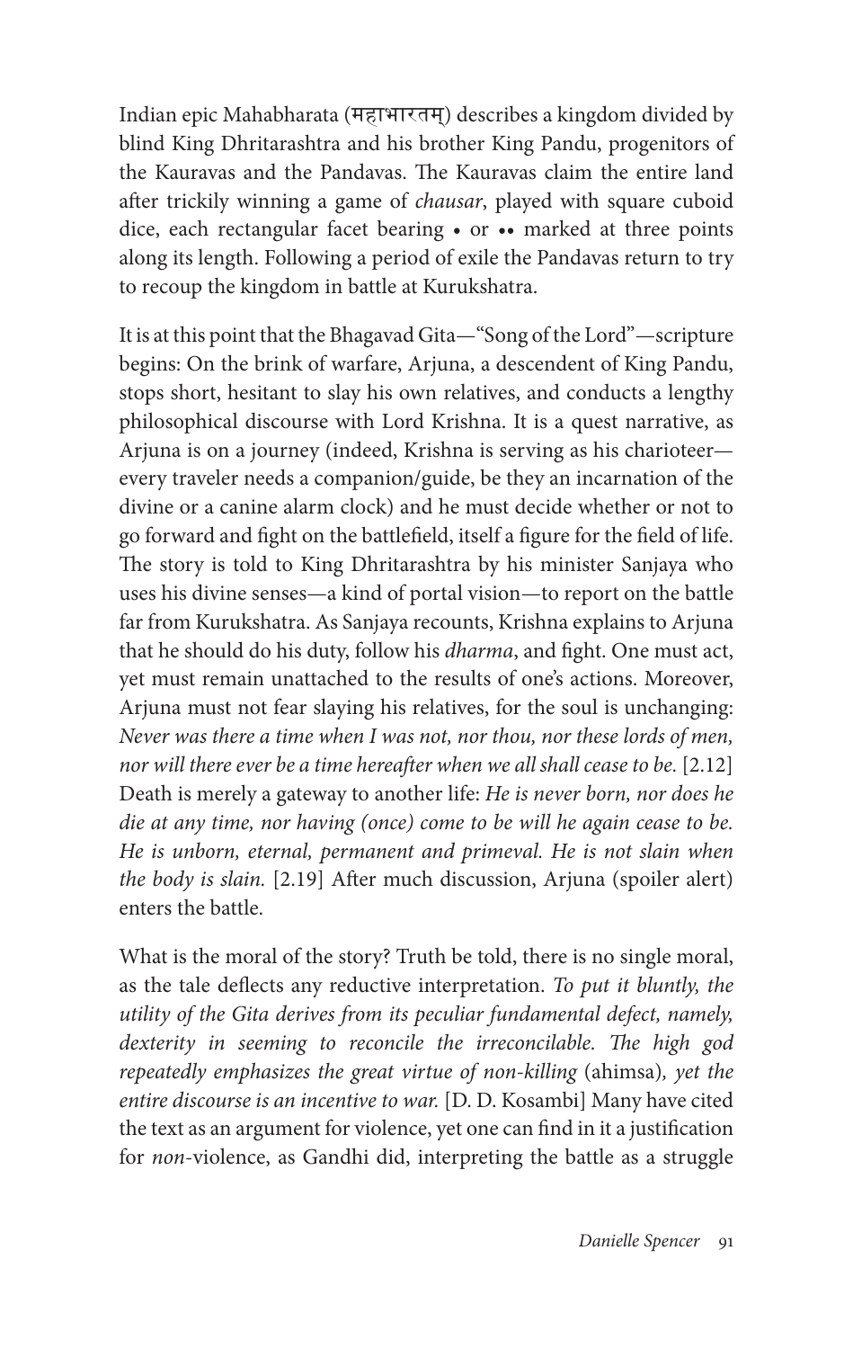Indian epic Mahabharata (महाभारतम्) describes a kingdom divided by blind King Dhritarashtra and his brother King Pandu, progenitors of the Kauravas and the Pandavas. The Kauravas claim the entire land after trickily winning a game of *chausar*, played with square cuboid dice, each rectangular facet bearing • or •• marked at three points along its length. Following a period of exile the Pandavas return to try to recoup the kingdom in battle at Kurukshatra.

It is at this point that the Bhagavad Gita—"Song of the Lord"—scripture begins: On the brink of warfare, Arjuna, a descendent of King Pandu, stops short, hesitant to slay his own relatives, and conducts a lengthy philosophical discourse with Lord Krishna. It is a quest narrative, as Arjuna is on a journey (indeed, Krishna is serving as his charioteer—every traveler needs a companion/guide, be they an incarnation of the divine or a canine alarm clock) and he must decide whether or not to go forward and fight on the battlefield, itself a figure for the field of life. The story is told to King Dhritarashtra by his minister Sanjaya who uses his divine senses—a kind of portal vision—to report on the battle far from Kurukshatra. As Sanjaya recounts, Krishna explains to Arjuna that he should do his duty, follow his *dharma*, and fight. One must act, yet must remain unattached to the results of one's actions. Moreover, Arjuna must not fear slaying his relatives, for the soul is unchanging: *Never was there a time when I was not, nor thou, nor these lords of men, nor will there ever be a time hereafter when we all shall cease to be.* [2.12] Death is merely a gateway to another life: *He is never born, nor does he die at any time, nor having (once) come to be will he again cease to be. He is unborn, eternal, permanent and primeval. He is not slain when the body is slain.* [2.19] After much discussion, Arjuna (spoiler alert) enters the battle.

What is the moral of the story? Truth be told, there is no single moral, as the tale deflects any reductive interpretation. *To put it bluntly, the utility of the Gita derives from its peculiar fundamental defect, namely, dexterity in seeming to reconcile the irreconcilable. The high god repeatedly emphasizes the great virtue of non-killing* (ahimsa)*, yet the entire discourse is an incentive to war.* [D. D. Kosambi] Many have cited the text as an argument for violence, yet one can find in it a justification for *non*-violence, as Gandhi did, interpreting the battle as a struggle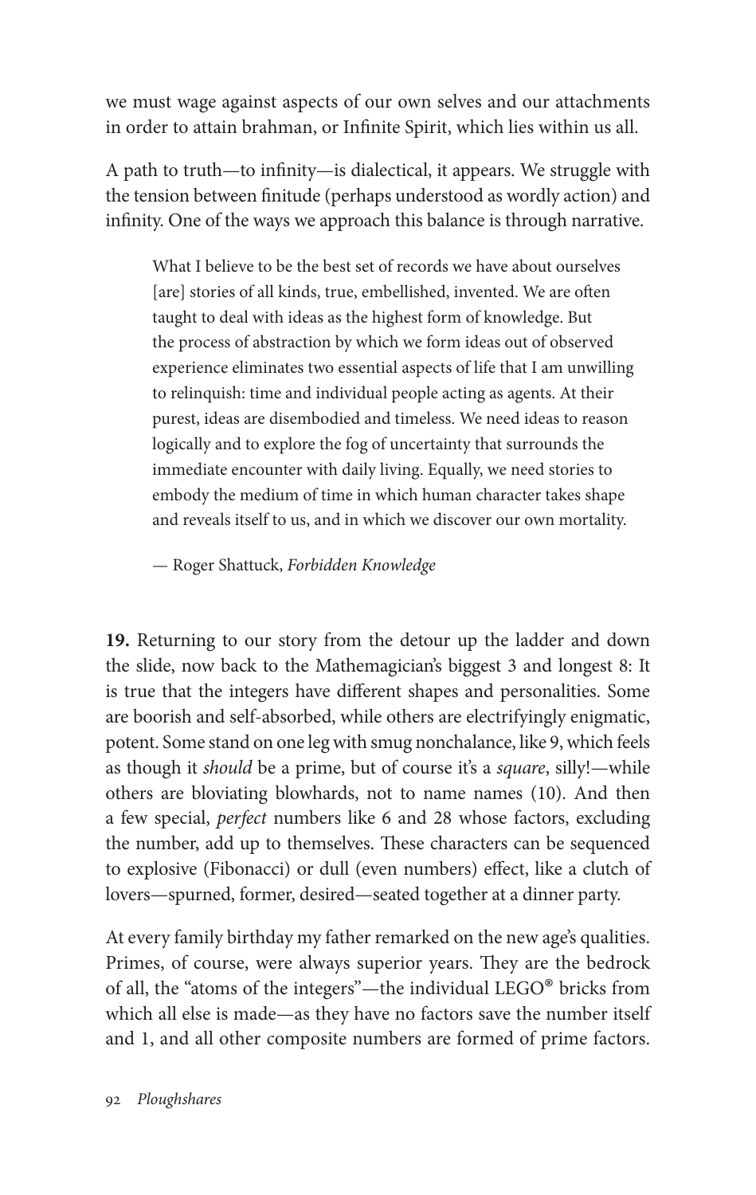we must wage against aspects of our own selves and our attachments in order to attain brahman, or Infinite Spirit, which lies within us all.

A path to truth—to infinity—is dialectical, it appears. We struggle with the tension between finitude (perhaps understood as wordly action) and infinity. One of the ways we approach this balance is through narrative.

> What I believe to be the best set of records we have about ourselves [are] stories of all kinds, true, embellished, invented. We are often taught to deal with ideas as the highest form of knowledge. But the process of abstraction by which we form ideas out of observed experience eliminates two essential aspects of life that I am unwilling to relinquish: time and individual people acting as agents. At their purest, ideas are disembodied and timeless. We need ideas to reason logically and to explore the fog of uncertainty that surrounds the immediate encounter with daily living. Equally, we need stories to embody the medium of time in which human character takes shape and reveals itself to us, and in which we discover our own mortality.
>
> — Roger Shattuck, *Forbidden Knowledge*

**19.** Returning to our story from the detour up the ladder and down the slide, now back to the Mathemagician's biggest 3 and longest 8: It is true that the integers have different shapes and personalities. Some are boorish and self-absorbed, while others are electrifyingly enigmatic, potent. Some stand on one leg with smug nonchalance, like 9, which feels as though it *should* be a prime, but of course it's a *square*, silly!—while others are bloviating blowhards, not to name names (10). And then a few special, *perfect* numbers like 6 and 28 whose factors, excluding the number, add up to themselves. These characters can be sequenced to explosive (Fibonacci) or dull (even numbers) effect, like a clutch of lovers—spurned, former, desired—seated together at a dinner party.

At every family birthday my father remarked on the new age's qualities. Primes, of course, were always superior years. They are the bedrock of all, the "atoms of the integers"—the individual LEGO® bricks from which all else is made—as they have no factors save the number itself and 1, and all other composite numbers are formed of prime factors.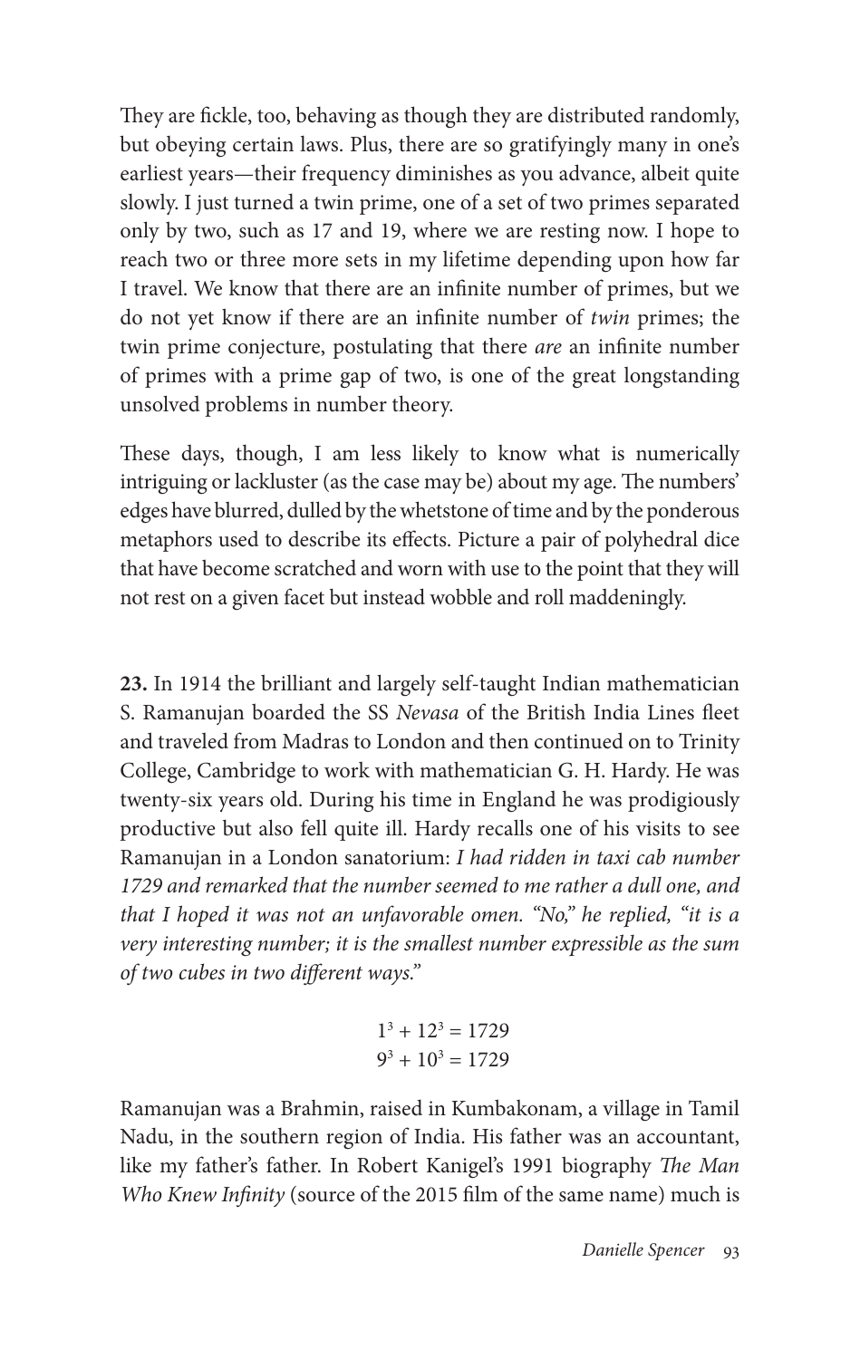They are fickle, too, behaving as though they are distributed randomly, but obeying certain laws. Plus, there are so gratifyingly many in one's earliest years—their frequency diminishes as you advance, albeit quite slowly. I just turned a twin prime, one of a set of two primes separated only by two, such as 17 and 19, where we are resting now. I hope to reach two or three more sets in my lifetime depending upon how far I travel. We know that there are an infinite number of primes, but we do not yet know if there are an infinite number of *twin* primes; the twin prime conjecture, postulating that there *are* an infinite number of primes with a prime gap of two, is one of the great longstanding unsolved problems in number theory.

These days, though, I am less likely to know what is numerically intriguing or lackluster (as the case may be) about my age. The numbers' edges have blurred, dulled by the whetstone of time and by the ponderous metaphors used to describe its effects. Picture a pair of polyhedral dice that have become scratched and worn with use to the point that they will not rest on a given facet but instead wobble and roll maddeningly.

**23.** In 1914 the brilliant and largely self-taught Indian mathematician S. Ramanujan boarded the SS *Nevasa* of the British India Lines fleet and traveled from Madras to London and then continued on to Trinity College, Cambridge to work with mathematician G. H. Hardy. He was twenty-six years old. During his time in England he was prodigiously productive but also fell quite ill. Hardy recalls one of his visits to see Ramanujan in a London sanatorium: *I had ridden in taxi cab number 1729 and remarked that the number seemed to me rather a dull one, and that I hoped it was not an unfavorable omen. "No," he replied, "it is a very interesting number; it is the smallest number expressible as the sum of two cubes in two different ways."*

$$1^3 + 12^3 = 1729$$
$$9^3 + 10^3 = 1729$$

Ramanujan was a Brahmin, raised in Kumbakonam, a village in Tamil Nadu, in the southern region of India. His father was an accountant, like my father's father. In Robert Kanigel's 1991 biography *The Man Who Knew Infinity* (source of the 2015 film of the same name) much is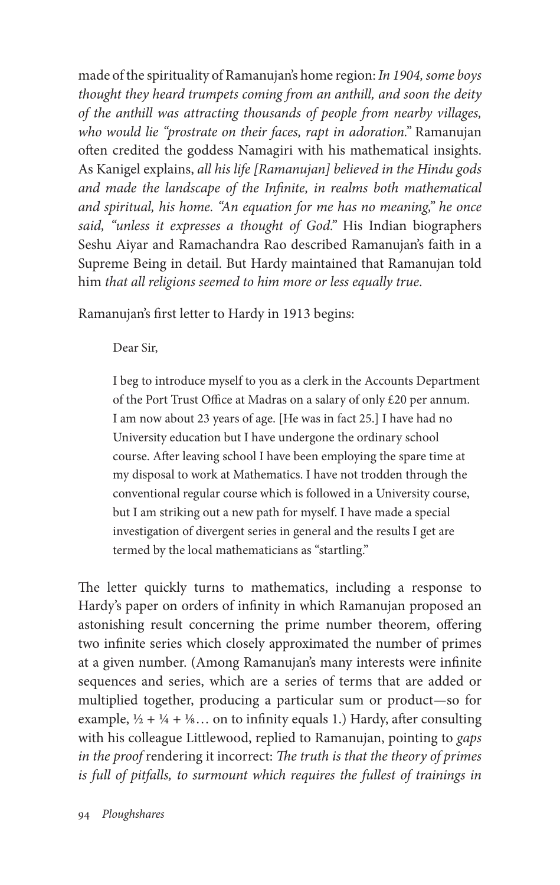made of the spirituality of Ramanujan's home region: *In 1904, some boys thought they heard trumpets coming from an anthill, and soon the deity of the anthill was attracting thousands of people from nearby villages, who would lie "prostrate on their faces, rapt in adoration."* Ramanujan often credited the goddess Namagiri with his mathematical insights. As Kanigel explains, *all his life [Ramanujan] believed in the Hindu gods and made the landscape of the Infinite, in realms both mathematical and spiritual, his home. "An equation for me has no meaning," he once said, "unless it expresses a thought of God."* His Indian biographers Seshu Aiyar and Ramachandra Rao described Ramanujan's faith in a Supreme Being in detail. But Hardy maintained that Ramanujan told him *that all religions seemed to him more or less equally true*.

Ramanujan's first letter to Hardy in 1913 begins:

> Dear Sir,
>
> I beg to introduce myself to you as a clerk in the Accounts Department of the Port Trust Office at Madras on a salary of only £20 per annum. I am now about 23 years of age. [He was in fact 25.] I have had no University education but I have undergone the ordinary school course. After leaving school I have been employing the spare time at my disposal to work at Mathematics. I have not trodden through the conventional regular course which is followed in a University course, but I am striking out a new path for myself. I have made a special investigation of divergent series in general and the results I get are termed by the local mathematicians as "startling."

The letter quickly turns to mathematics, including a response to Hardy's paper on orders of infinity in which Ramanujan proposed an astonishing result concerning the prime number theorem, offering two infinite series which closely approximated the number of primes at a given number. (Among Ramanujan's many interests were infinite sequences and series, which are a series of terms that are added or multiplied together, producing a particular sum or product—so for example, $\frac{1}{2} + \frac{1}{4} + \frac{1}{8}\ldots$ on to infinity equals 1.) Hardy, after consulting with his colleague Littlewood, replied to Ramanujan, pointing to *gaps in the proof* rendering it incorrect: *The truth is that the theory of primes is full of pitfalls, to surmount which requires the fullest of trainings in*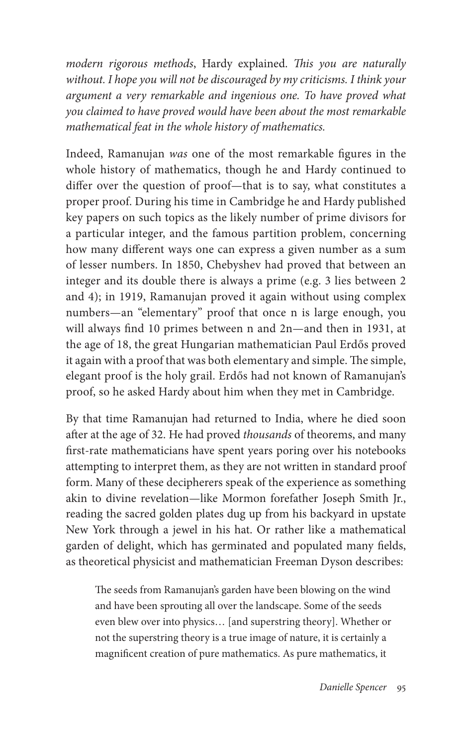*modern rigorous methods*, Hardy explained. *This you are naturally without. I hope you will not be discouraged by my criticisms. I think your argument a very remarkable and ingenious one. To have proved what you claimed to have proved would have been about the most remarkable mathematical feat in the whole history of mathematics.*

Indeed, Ramanujan *was* one of the most remarkable figures in the whole history of mathematics, though he and Hardy continued to differ over the question of proof—that is to say, what constitutes a proper proof. During his time in Cambridge he and Hardy published key papers on such topics as the likely number of prime divisors for a particular integer, and the famous partition problem, concerning how many different ways one can express a given number as a sum of lesser numbers. In 1850, Chebyshev had proved that between an integer and its double there is always a prime (e.g. 3 lies between 2 and 4); in 1919, Ramanujan proved it again without using complex numbers—an "elementary" proof that once n is large enough, you will always find 10 primes between n and 2n—and then in 1931, at the age of 18, the great Hungarian mathematician Paul Erdős proved it again with a proof that was both elementary and simple. The simple, elegant proof is the holy grail. Erdős had not known of Ramanujan's proof, so he asked Hardy about him when they met in Cambridge.

By that time Ramanujan had returned to India, where he died soon after at the age of 32. He had proved *thousands* of theorems, and many first-rate mathematicians have spent years poring over his notebooks attempting to interpret them, as they are not written in standard proof form. Many of these decipherers speak of the experience as something akin to divine revelation—like Mormon forefather Joseph Smith Jr., reading the sacred golden plates dug up from his backyard in upstate New York through a jewel in his hat. Or rather like a mathematical garden of delight, which has germinated and populated many fields, as theoretical physicist and mathematician Freeman Dyson describes:

> The seeds from Ramanujan's garden have been blowing on the wind and have been sprouting all over the landscape. Some of the seeds even blew over into physics… [and superstring theory]. Whether or not the superstring theory is a true image of nature, it is certainly a magnificent creation of pure mathematics. As pure mathematics, it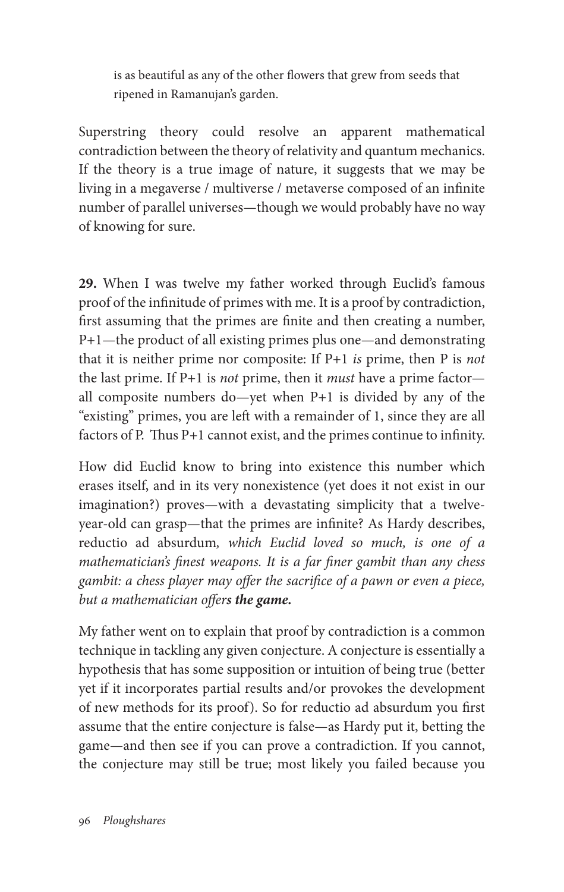is as beautiful as any of the other flowers that grew from seeds that ripened in Ramanujan's garden.

Superstring theory could resolve an apparent mathematical contradiction between the theory of relativity and quantum mechanics. If the theory is a true image of nature, it suggests that we may be living in a megaverse / multiverse / metaverse composed of an infinite number of parallel universes—though we would probably have no way of knowing for sure.

**29.** When I was twelve my father worked through Euclid's famous proof of the infinitude of primes with me. It is a proof by contradiction, first assuming that the primes are finite and then creating a number, P+1—the product of all existing primes plus one—and demonstrating that it is neither prime nor composite: If P+1 *is* prime, then P is *not* the last prime. If P+1 is *not* prime, then it *must* have a prime factor—all composite numbers do—yet when P+1 is divided by any of the "existing" primes, you are left with a remainder of 1, since they are all factors of P. Thus P+1 cannot exist, and the primes continue to infinity.

How did Euclid know to bring into existence this number which erases itself, and in its very nonexistence (yet does it not exist in our imagination?) proves—with a devastating simplicity that a twelve-year-old can grasp—that the primes are infinite? As Hardy describes, reductio ad absurdum*, which Euclid loved so much, is one of a mathematician's finest weapons. It is a far finer gambit than any chess gambit: a chess player may offer the sacrifice of a pawn or even a piece, but a mathematician offer**s the game.***

My father went on to explain that proof by contradiction is a common technique in tackling any given conjecture. A conjecture is essentially a hypothesis that has some supposition or intuition of being true (better yet if it incorporates partial results and/or provokes the development of new methods for its proof). So for reductio ad absurdum you first assume that the entire conjecture is false—as Hardy put it, betting the game—and then see if you can prove a contradiction. If you cannot, the conjecture may still be true; most likely you failed because you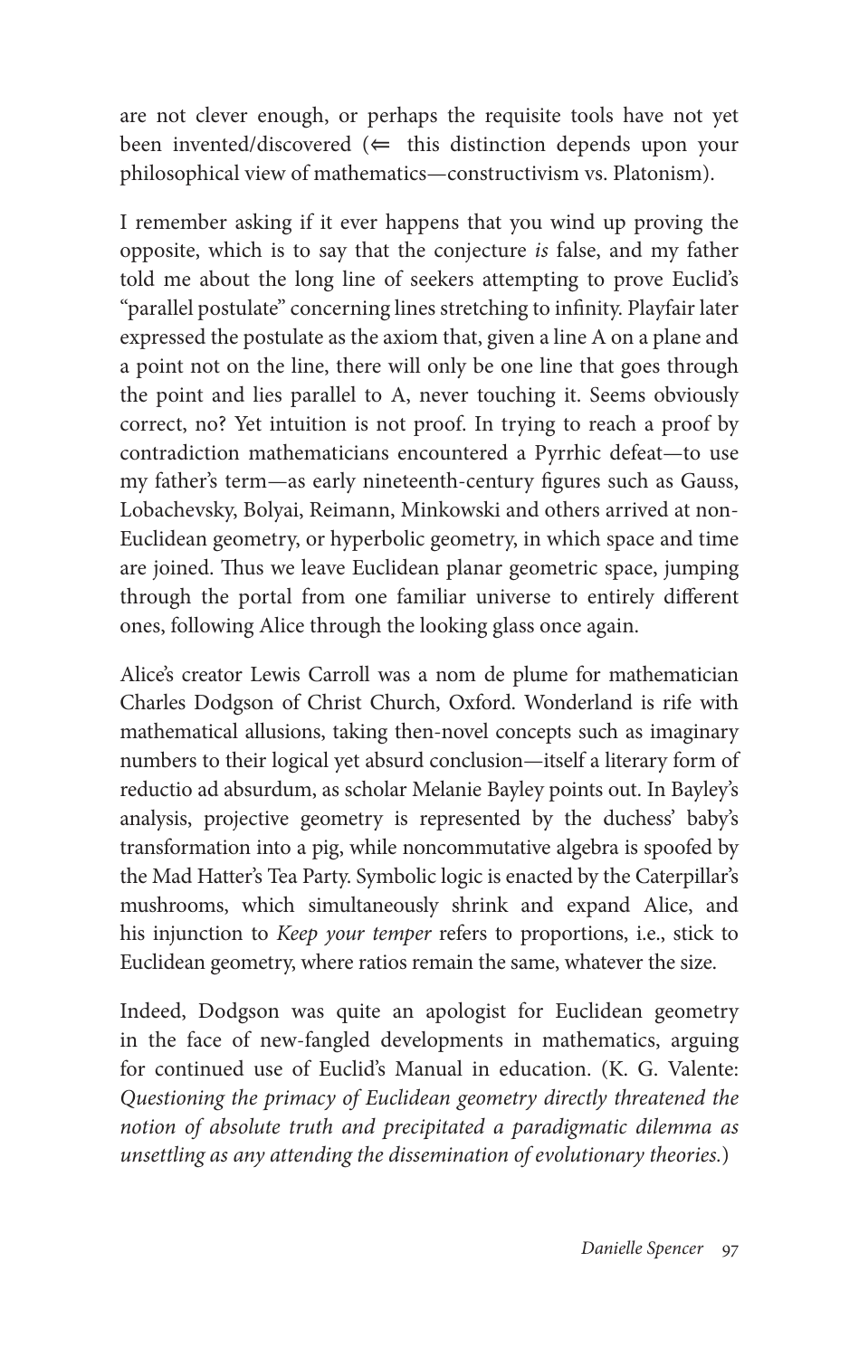are not clever enough, or perhaps the requisite tools have not yet been invented/discovered (⇐ this distinction depends upon your philosophical view of mathematics—constructivism vs. Platonism).

I remember asking if it ever happens that you wind up proving the opposite, which is to say that the conjecture *is* false, and my father told me about the long line of seekers attempting to prove Euclid's "parallel postulate" concerning lines stretching to infinity. Playfair later expressed the postulate as the axiom that, given a line A on a plane and a point not on the line, there will only be one line that goes through the point and lies parallel to A, never touching it. Seems obviously correct, no? Yet intuition is not proof. In trying to reach a proof by contradiction mathematicians encountered a Pyrrhic defeat—to use my father's term—as early nineteenth-century figures such as Gauss, Lobachevsky, Bolyai, Reimann, Minkowski and others arrived at non-Euclidean geometry, or hyperbolic geometry, in which space and time are joined. Thus we leave Euclidean planar geometric space, jumping through the portal from one familiar universe to entirely different ones, following Alice through the looking glass once again.

Alice's creator Lewis Carroll was a nom de plume for mathematician Charles Dodgson of Christ Church, Oxford. Wonderland is rife with mathematical allusions, taking then-novel concepts such as imaginary numbers to their logical yet absurd conclusion—itself a literary form of reductio ad absurdum, as scholar Melanie Bayley points out. In Bayley's analysis, projective geometry is represented by the duchess' baby's transformation into a pig, while noncommutative algebra is spoofed by the Mad Hatter's Tea Party. Symbolic logic is enacted by the Caterpillar's mushrooms, which simultaneously shrink and expand Alice, and his injunction to *Keep your temper* refers to proportions, i.e., stick to Euclidean geometry, where ratios remain the same, whatever the size.

Indeed, Dodgson was quite an apologist for Euclidean geometry in the face of new-fangled developments in mathematics, arguing for continued use of Euclid's Manual in education. (K. G. Valente: *Questioning the primacy of Euclidean geometry directly threatened the notion of absolute truth and precipitated a paradigmatic dilemma as unsettling as any attending the dissemination of evolutionary theories.*)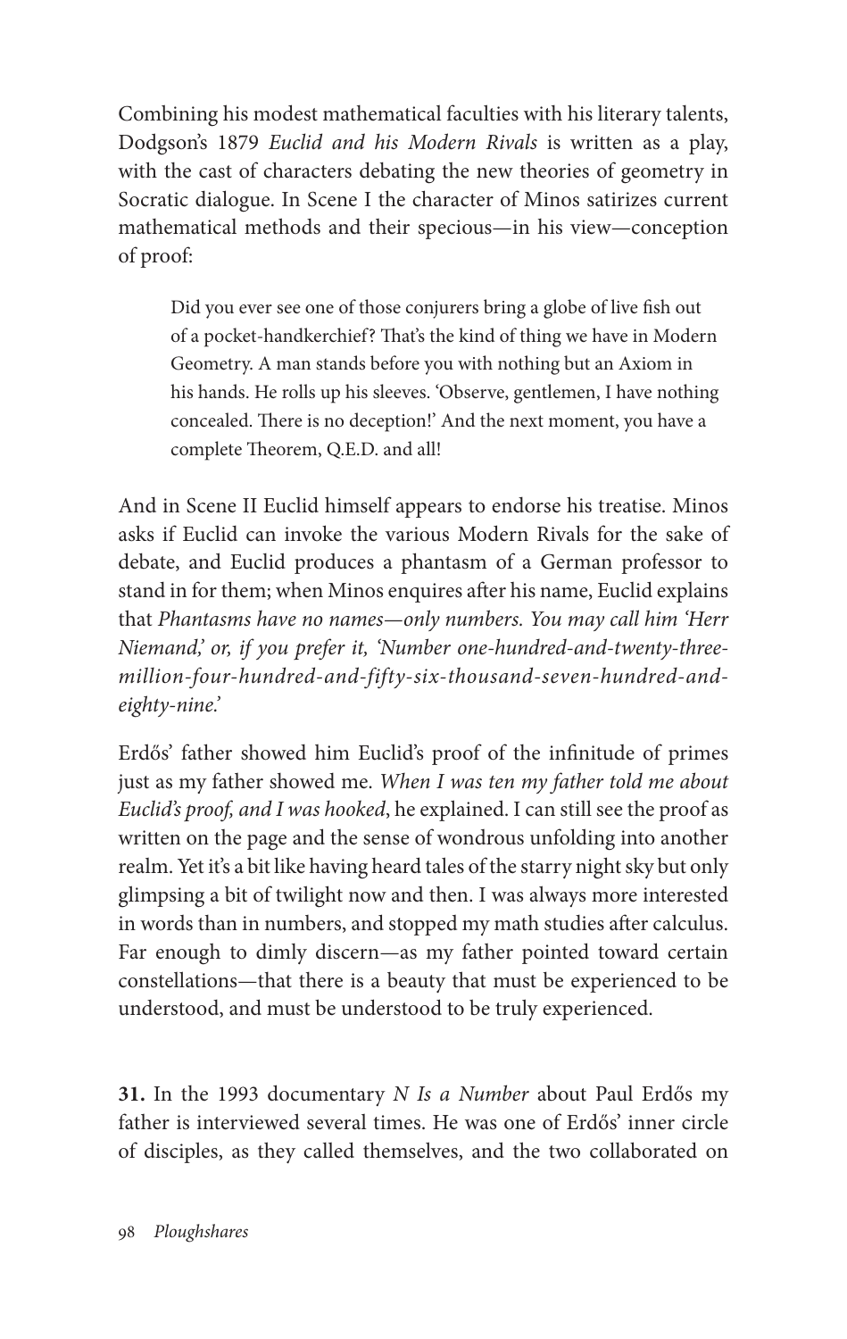Combining his modest mathematical faculties with his literary talents, Dodgson's 1879 *Euclid and his Modern Rivals* is written as a play, with the cast of characters debating the new theories of geometry in Socratic dialogue. In Scene I the character of Minos satirizes current mathematical methods and their specious—in his view—conception of proof:

> Did you ever see one of those conjurers bring a globe of live fish out of a pocket-handkerchief? That's the kind of thing we have in Modern Geometry. A man stands before you with nothing but an Axiom in his hands. He rolls up his sleeves. 'Observe, gentlemen, I have nothing concealed. There is no deception!' And the next moment, you have a complete Theorem, Q.E.D. and all!

And in Scene II Euclid himself appears to endorse his treatise. Minos asks if Euclid can invoke the various Modern Rivals for the sake of debate, and Euclid produces a phantasm of a German professor to stand in for them; when Minos enquires after his name, Euclid explains that *Phantasms have no names—only numbers. You may call him 'Herr Niemand,' or, if you prefer it, 'Number one-hundred-and-twenty-three-million-four-hundred-and-fifty-six-thousand-seven-hundred-and-eighty-nine.'*

Erdős' father showed him Euclid's proof of the infinitude of primes just as my father showed me. *When I was ten my father told me about Euclid's proof, and I was hooked*, he explained. I can still see the proof as written on the page and the sense of wondrous unfolding into another realm. Yet it's a bit like having heard tales of the starry night sky but only glimpsing a bit of twilight now and then. I was always more interested in words than in numbers, and stopped my math studies after calculus. Far enough to dimly discern—as my father pointed toward certain constellations—that there is a beauty that must be experienced to be understood, and must be understood to be truly experienced.

**31.** In the 1993 documentary *N Is a Number* about Paul Erdős my father is interviewed several times. He was one of Erdős' inner circle of disciples, as they called themselves, and the two collaborated on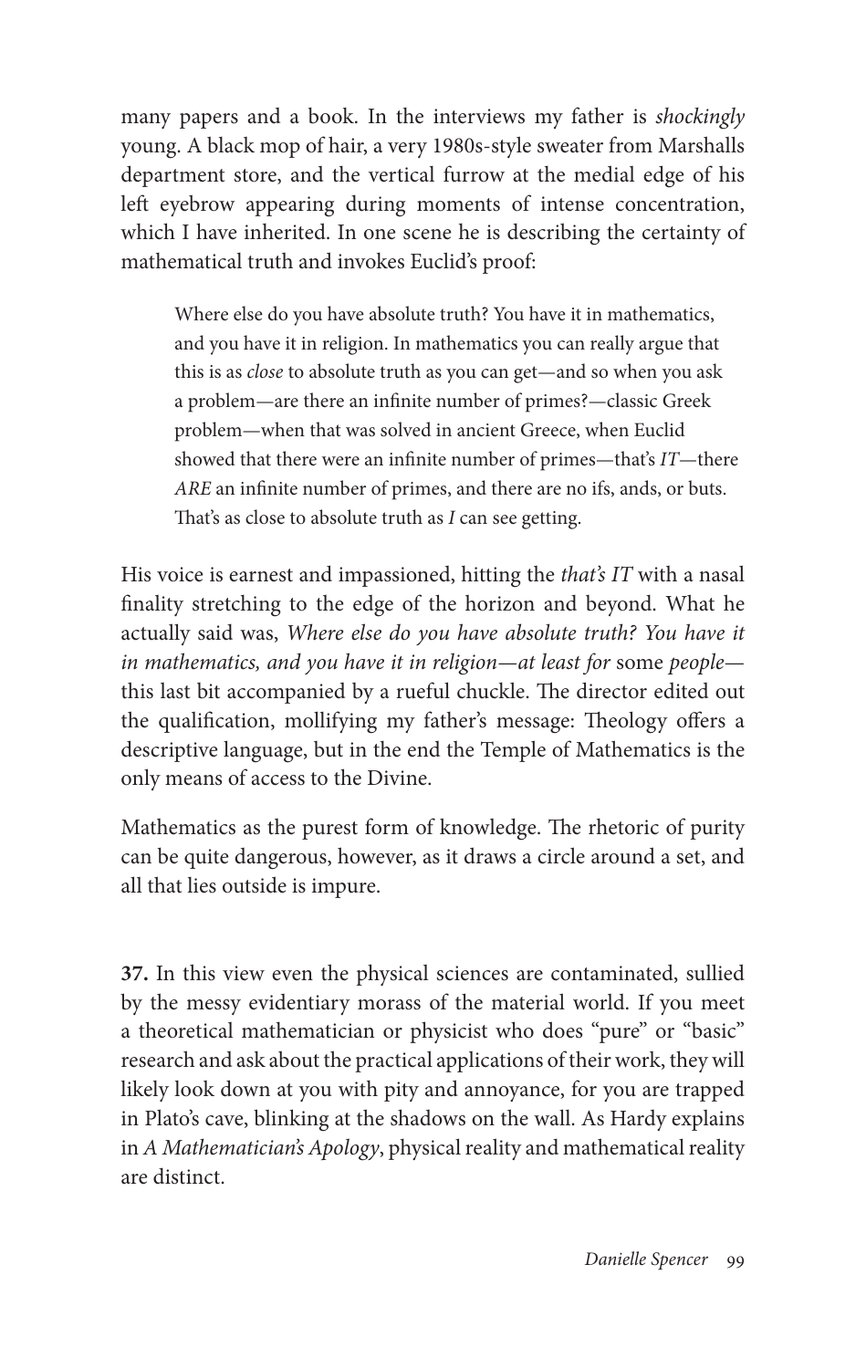many papers and a book. In the interviews my father is *shockingly* young. A black mop of hair, a very 1980s-style sweater from Marshalls department store, and the vertical furrow at the medial edge of his left eyebrow appearing during moments of intense concentration, which I have inherited. In one scene he is describing the certainty of mathematical truth and invokes Euclid's proof:

> Where else do you have absolute truth? You have it in mathematics, and you have it in religion. In mathematics you can really argue that this is as *close* to absolute truth as you can get—and so when you ask a problem—are there an infinite number of primes?—classic Greek problem—when that was solved in ancient Greece, when Euclid showed that there were an infinite number of primes—that's *IT*—there *ARE* an infinite number of primes, and there are no ifs, ands, or buts. That's as close to absolute truth as *I* can see getting.

His voice is earnest and impassioned, hitting the *that's IT* with a nasal finality stretching to the edge of the horizon and beyond. What he actually said was, *Where else do you have absolute truth? You have it in mathematics, and you have it in religion—at least for* some *people—* this last bit accompanied by a rueful chuckle. The director edited out the qualification, mollifying my father's message: Theology offers a descriptive language, but in the end the Temple of Mathematics is the only means of access to the Divine.

Mathematics as the purest form of knowledge. The rhetoric of purity can be quite dangerous, however, as it draws a circle around a set, and all that lies outside is impure.

**37.** In this view even the physical sciences are contaminated, sullied by the messy evidentiary morass of the material world. If you meet a theoretical mathematician or physicist who does "pure" or "basic" research and ask about the practical applications of their work, they will likely look down at you with pity and annoyance, for you are trapped in Plato's cave, blinking at the shadows on the wall. As Hardy explains in *A Mathematician's Apology*, physical reality and mathematical reality are distinct.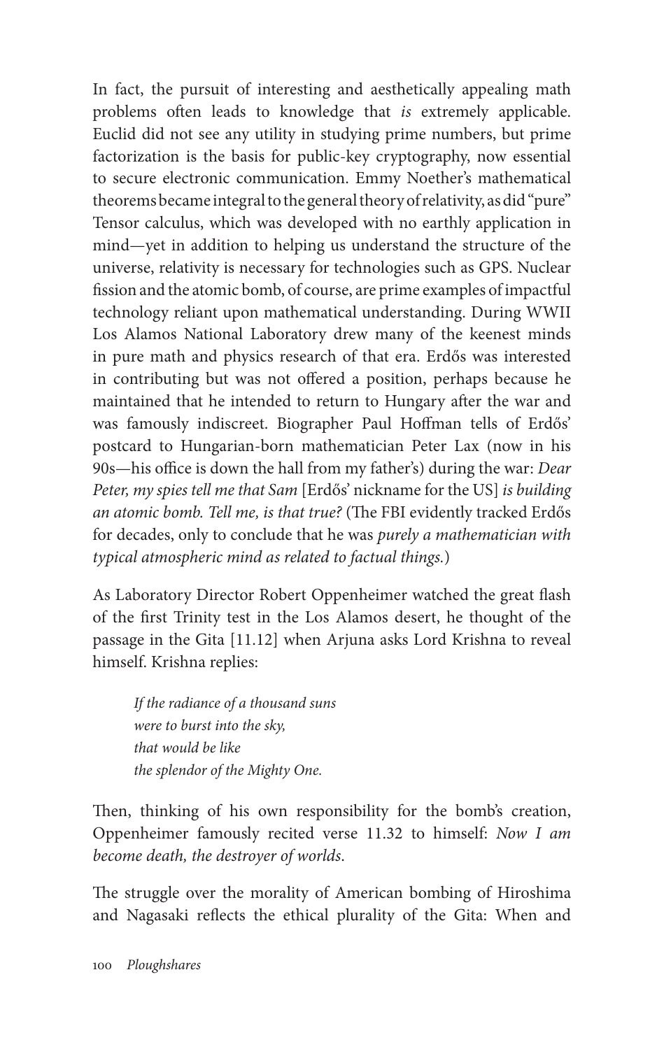In fact, the pursuit of interesting and aesthetically appealing math problems often leads to knowledge that *is* extremely applicable. Euclid did not see any utility in studying prime numbers, but prime factorization is the basis for public-key cryptography, now essential to secure electronic communication. Emmy Noether's mathematical theorems became integral to the general theory of relativity, as did "pure" Tensor calculus, which was developed with no earthly application in mind—yet in addition to helping us understand the structure of the universe, relativity is necessary for technologies such as GPS. Nuclear fission and the atomic bomb, of course, are prime examples of impactful technology reliant upon mathematical understanding. During WWII Los Alamos National Laboratory drew many of the keenest minds in pure math and physics research of that era. Erdős was interested in contributing but was not offered a position, perhaps because he maintained that he intended to return to Hungary after the war and was famously indiscreet. Biographer Paul Hoffman tells of Erdős' postcard to Hungarian-born mathematician Peter Lax (now in his 90s—his office is down the hall from my father's) during the war: *Dear Peter, my spies tell me that Sam* [Erdős' nickname for the US] *is building an atomic bomb. Tell me, is that true?* (The FBI evidently tracked Erdős for decades, only to conclude that he was *purely a mathematician with typical atmospheric mind as related to factual things.*)

As Laboratory Director Robert Oppenheimer watched the great flash of the first Trinity test in the Los Alamos desert, he thought of the passage in the Gita [11.12] when Arjuna asks Lord Krishna to reveal himself. Krishna replies:

> *If the radiance of a thousand suns*
> *were to burst into the sky,*
> *that would be like*
> *the splendor of the Mighty One.*

Then, thinking of his own responsibility for the bomb's creation, Oppenheimer famously recited verse 11.32 to himself: *Now I am become death, the destroyer of worlds.*

The struggle over the morality of American bombing of Hiroshima and Nagasaki reflects the ethical plurality of the Gita: When and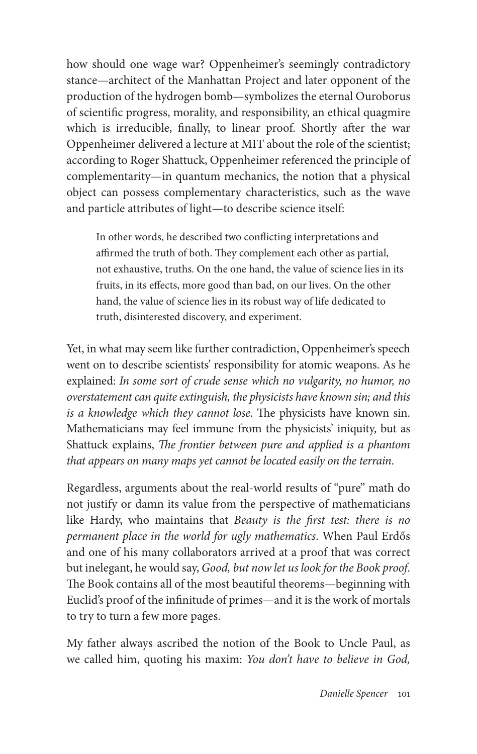how should one wage war? Oppenheimer's seemingly contradictory stance—architect of the Manhattan Project and later opponent of the production of the hydrogen bomb—symbolizes the eternal Ouroborus of scientific progress, morality, and responsibility, an ethical quagmire which is irreducible, finally, to linear proof. Shortly after the war Oppenheimer delivered a lecture at MIT about the role of the scientist; according to Roger Shattuck, Oppenheimer referenced the principle of complementarity—in quantum mechanics, the notion that a physical object can possess complementary characteristics, such as the wave and particle attributes of light—to describe science itself:

> In other words, he described two conflicting interpretations and affirmed the truth of both. They complement each other as partial, not exhaustive, truths. On the one hand, the value of science lies in its fruits, in its effects, more good than bad, on our lives. On the other hand, the value of science lies in its robust way of life dedicated to truth, disinterested discovery, and experiment.

Yet, in what may seem like further contradiction, Oppenheimer's speech went on to describe scientists' responsibility for atomic weapons. As he explained: *In some sort of crude sense which no vulgarity, no humor, no overstatement can quite extinguish, the physicists have known sin; and this is a knowledge which they cannot lose*. The physicists have known sin. Mathematicians may feel immune from the physicists' iniquity, but as Shattuck explains, *The frontier between pure and applied is a phantom that appears on many maps yet cannot be located easily on the terrain*.

Regardless, arguments about the real-world results of "pure" math do not justify or damn its value from the perspective of mathematicians like Hardy, who maintains that *Beauty is the first test: there is no permanent place in the world for ugly mathematics*. When Paul Erdős and one of his many collaborators arrived at a proof that was correct but inelegant, he would say, *Good, but now let us look for the Book proof*. The Book contains all of the most beautiful theorems—beginning with Euclid's proof of the infinitude of primes—and it is the work of mortals to try to turn a few more pages.

My father always ascribed the notion of the Book to Uncle Paul, as we called him, quoting his maxim: *You don't have to believe in God,*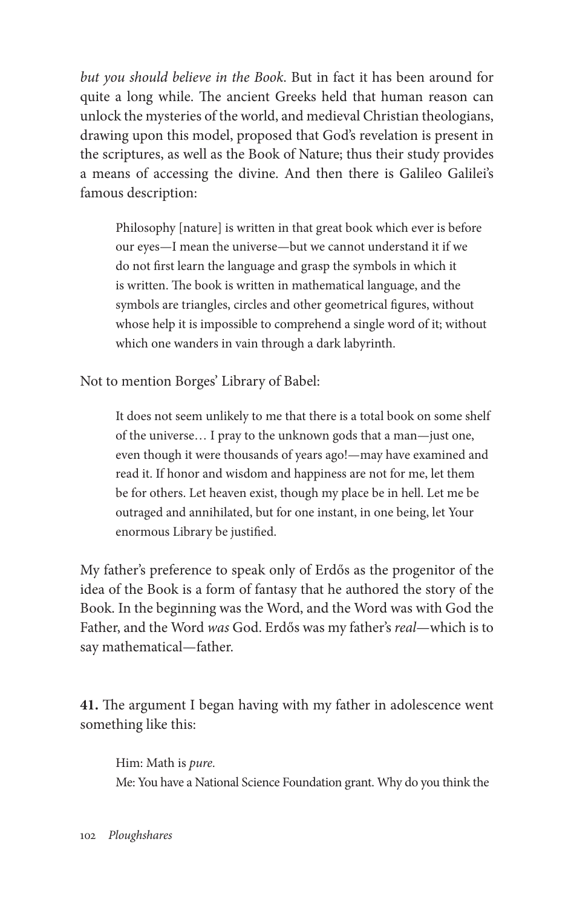*but you should believe in the Book*. But in fact it has been around for quite a long while. The ancient Greeks held that human reason can unlock the mysteries of the world, and medieval Christian theologians, drawing upon this model, proposed that God's revelation is present in the scriptures, as well as the Book of Nature; thus their study provides a means of accessing the divine. And then there is Galileo Galilei's famous description:

> Philosophy [nature] is written in that great book which ever is before our eyes—I mean the universe—but we cannot understand it if we do not first learn the language and grasp the symbols in which it is written. The book is written in mathematical language, and the symbols are triangles, circles and other geometrical figures, without whose help it is impossible to comprehend a single word of it; without which one wanders in vain through a dark labyrinth.

Not to mention Borges' Library of Babel:

> It does not seem unlikely to me that there is a total book on some shelf of the universe… I pray to the unknown gods that a man—just one, even though it were thousands of years ago!—may have examined and read it. If honor and wisdom and happiness are not for me, let them be for others. Let heaven exist, though my place be in hell. Let me be outraged and annihilated, but for one instant, in one being, let Your enormous Library be justified.

My father's preference to speak only of Erdős as the progenitor of the idea of the Book is a form of fantasy that he authored the story of the Book. In the beginning was the Word, and the Word was with God the Father, and the Word *was* God. Erdős was my father's *real*—which is to say mathematical—father.

**41.** The argument I began having with my father in adolescence went something like this:

> Him: Math is *pure*.
> Me: You have a National Science Foundation grant. Why do you think the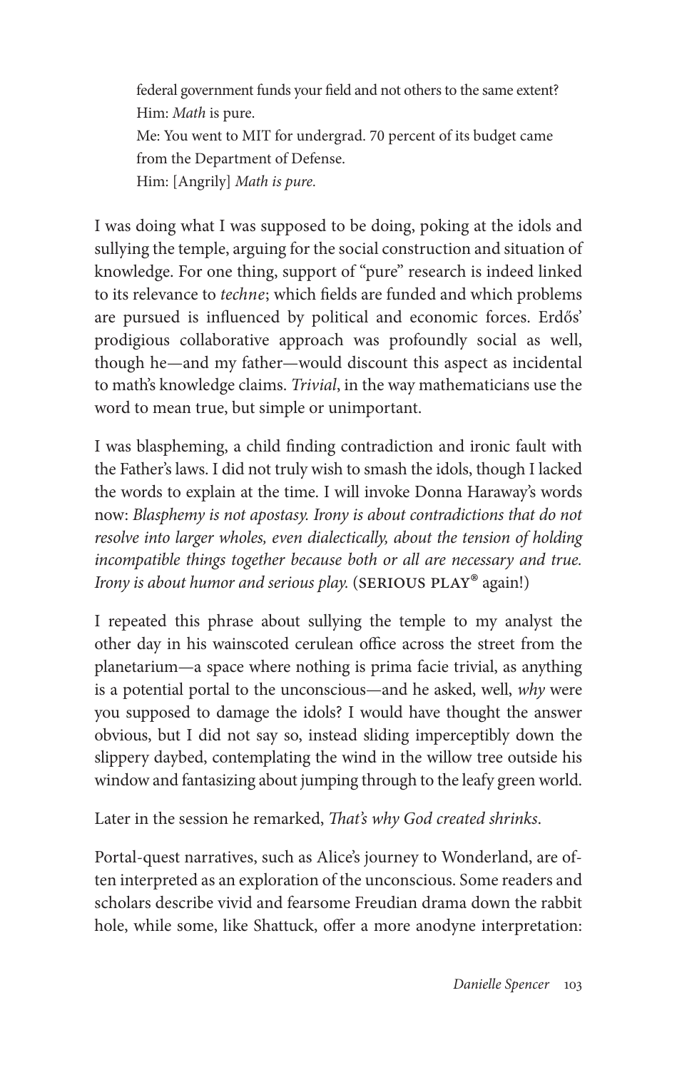federal government funds your field and not others to the same extent?
Him: *Math* is pure.
Me: You went to MIT for undergrad. 70 percent of its budget came from the Department of Defense.
Him: [Angrily] *Math is pure.*

I was doing what I was supposed to be doing, poking at the idols and sullying the temple, arguing for the social construction and situation of knowledge. For one thing, support of "pure" research is indeed linked to its relevance to *techne*; which fields are funded and which problems are pursued is influenced by political and economic forces. Erdős' prodigious collaborative approach was profoundly social as well, though he—and my father—would discount this aspect as incidental to math's knowledge claims. *Trivial*, in the way mathematicians use the word to mean true, but simple or unimportant.

I was blaspheming, a child finding contradiction and ironic fault with the Father's laws. I did not truly wish to smash the idols, though I lacked the words to explain at the time. I will invoke Donna Haraway's words now: *Blasphemy is not apostasy. Irony is about contradictions that do not resolve into larger wholes, even dialectically, about the tension of holding incompatible things together because both or all are necessary and true. Irony is about humor and serious play.* (SERIOUS PLAY® again!)

I repeated this phrase about sullying the temple to my analyst the other day in his wainscoted cerulean office across the street from the planetarium—a space where nothing is prima facie trivial, as anything is a potential portal to the unconscious—and he asked, well, *why* were you supposed to damage the idols? I would have thought the answer obvious, but I did not say so, instead sliding imperceptibly down the slippery daybed, contemplating the wind in the willow tree outside his window and fantasizing about jumping through to the leafy green world.

Later in the session he remarked, *That's why God created shrinks*.

Portal-quest narratives, such as Alice's journey to Wonderland, are often interpreted as an exploration of the unconscious. Some readers and scholars describe vivid and fearsome Freudian drama down the rabbit hole, while some, like Shattuck, offer a more anodyne interpretation: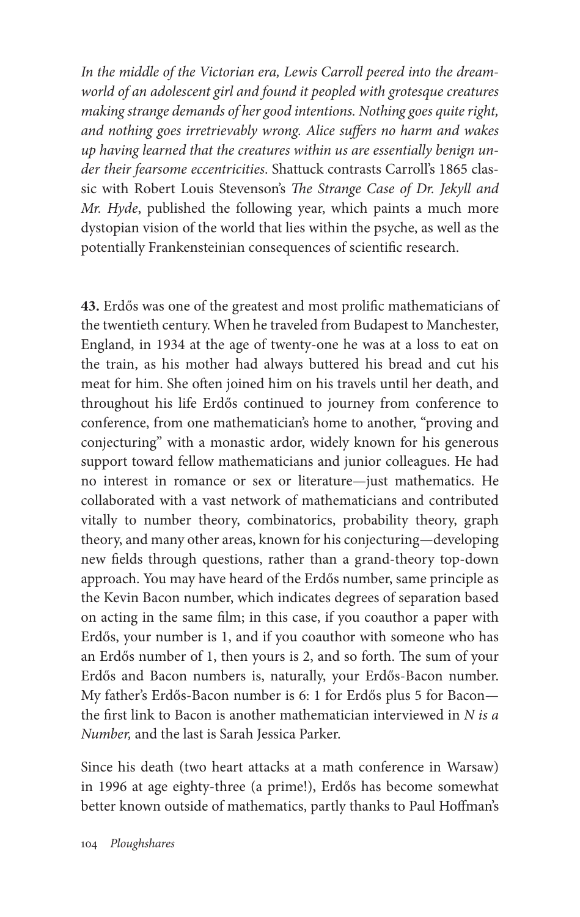*In the middle of the Victorian era, Lewis Carroll peered into the dream-world of an adolescent girl and found it peopled with grotesque creatures making strange demands of her good intentions. Nothing goes quite right, and nothing goes irretrievably wrong. Alice suffers no harm and wakes up having learned that the creatures within us are essentially benign under their fearsome eccentricities*. Shattuck contrasts Carroll's 1865 classic with Robert Louis Stevenson's *The Strange Case of Dr. Jekyll and Mr. Hyde*, published the following year, which paints a much more dystopian vision of the world that lies within the psyche, as well as the potentially Frankensteinian consequences of scientific research.

**43.** Erdős was one of the greatest and most prolific mathematicians of the twentieth century. When he traveled from Budapest to Manchester, England, in 1934 at the age of twenty-one he was at a loss to eat on the train, as his mother had always buttered his bread and cut his meat for him. She often joined him on his travels until her death, and throughout his life Erdős continued to journey from conference to conference, from one mathematician's home to another, "proving and conjecturing" with a monastic ardor, widely known for his generous support toward fellow mathematicians and junior colleagues. He had no interest in romance or sex or literature—just mathematics. He collaborated with a vast network of mathematicians and contributed vitally to number theory, combinatorics, probability theory, graph theory, and many other areas, known for his conjecturing—developing new fields through questions, rather than a grand-theory top-down approach. You may have heard of the Erdős number, same principle as the Kevin Bacon number, which indicates degrees of separation based on acting in the same film; in this case, if you coauthor a paper with Erdős, your number is 1, and if you coauthor with someone who has an Erdős number of 1, then yours is 2, and so forth. The sum of your Erdős and Bacon numbers is, naturally, your Erdős-Bacon number. My father's Erdős-Bacon number is 6: 1 for Erdős plus 5 for Bacon—the first link to Bacon is another mathematician interviewed in *N is a Number,* and the last is Sarah Jessica Parker.

Since his death (two heart attacks at a math conference in Warsaw) in 1996 at age eighty-three (a prime!), Erdős has become somewhat better known outside of mathematics, partly thanks to Paul Hoffman's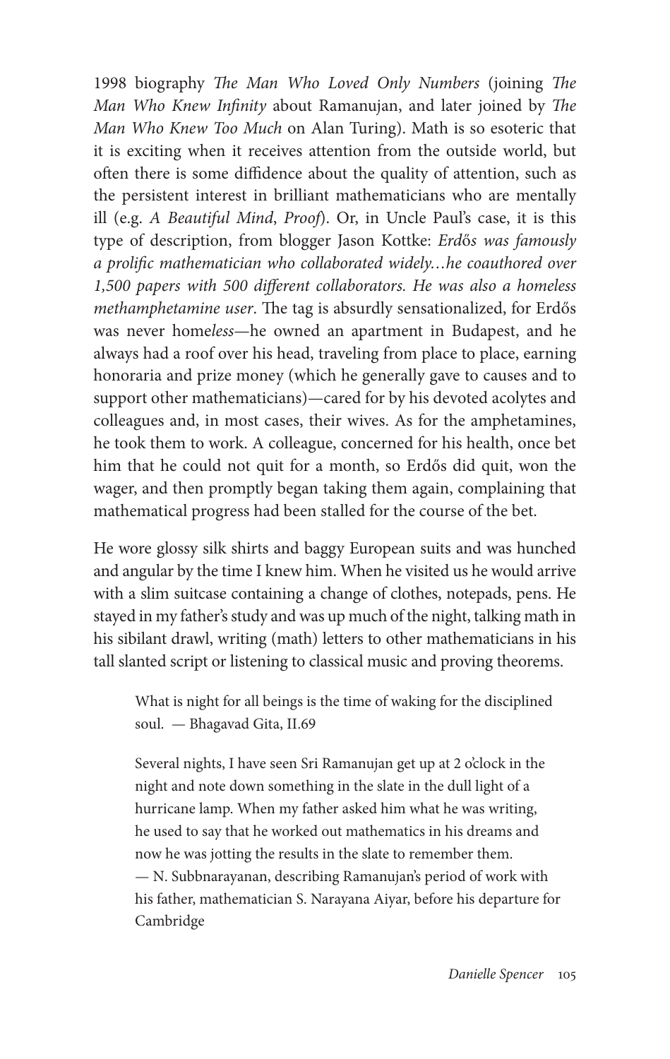1998 biography *The Man Who Loved Only Numbers* (joining *The Man Who Knew Infinity* about Ramanujan, and later joined by *The Man Who Knew Too Much* on Alan Turing). Math is so esoteric that it is exciting when it receives attention from the outside world, but often there is some diffidence about the quality of attention, such as the persistent interest in brilliant mathematicians who are mentally ill (e.g. *A Beautiful Mind*, *Proof*). Or, in Uncle Paul's case, it is this type of description, from blogger Jason Kottke: *Erdős was famously a prolific mathematician who collaborated widely…he coauthored over 1,500 papers with 500 different collaborators. He was also a homeless methamphetamine user*. The tag is absurdly sensationalized, for Erdős was never home*less*—he owned an apartment in Budapest, and he always had a roof over his head, traveling from place to place, earning honoraria and prize money (which he generally gave to causes and to support other mathematicians)—cared for by his devoted acolytes and colleagues and, in most cases, their wives. As for the amphetamines, he took them to work. A colleague, concerned for his health, once bet him that he could not quit for a month, so Erdős did quit, won the wager, and then promptly began taking them again, complaining that mathematical progress had been stalled for the course of the bet.

He wore glossy silk shirts and baggy European suits and was hunched and angular by the time I knew him. When he visited us he would arrive with a slim suitcase containing a change of clothes, notepads, pens. He stayed in my father's study and was up much of the night, talking math in his sibilant drawl, writing (math) letters to other mathematicians in his tall slanted script or listening to classical music and proving theorems.

> What is night for all beings is the time of waking for the disciplined soul. — Bhagavad Gita, II.69

> Several nights, I have seen Sri Ramanujan get up at 2 o'clock in the night and note down something in the slate in the dull light of a hurricane lamp. When my father asked him what he was writing, he used to say that he worked out mathematics in his dreams and now he was jotting the results in the slate to remember them.
> — N. Subbnarayanan, describing Ramanujan's period of work with his father, mathematician S. Narayana Aiyar, before his departure for Cambridge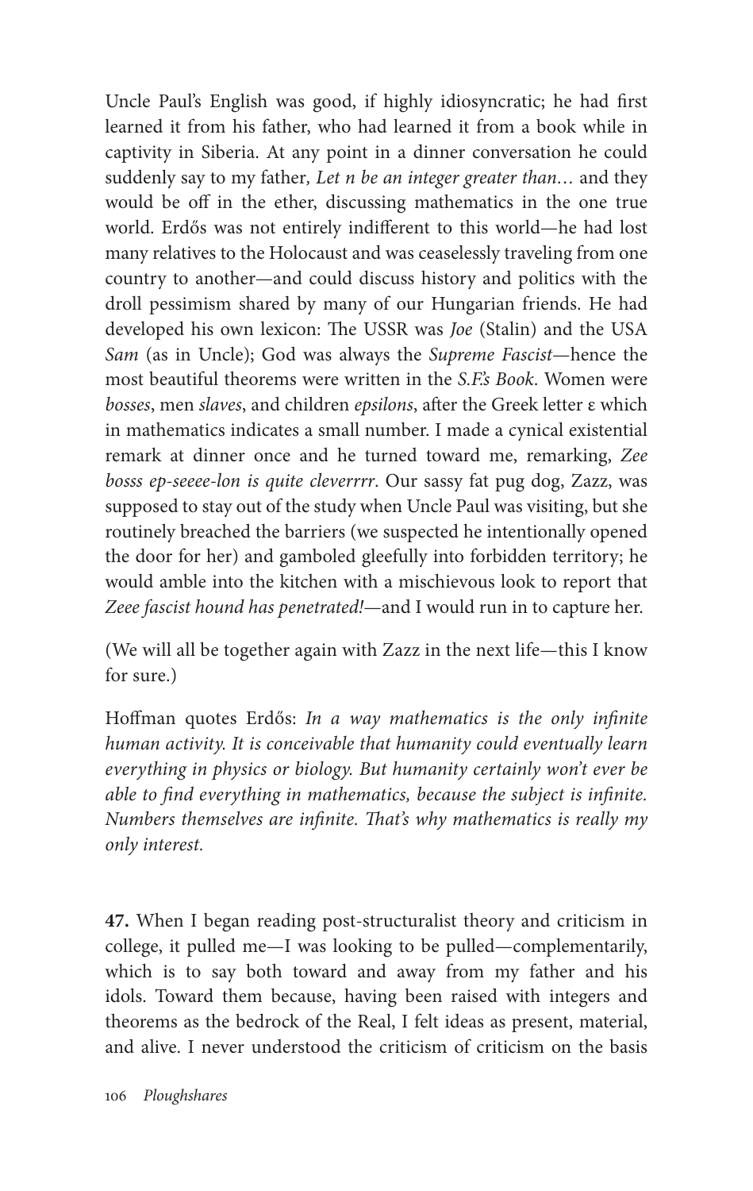Uncle Paul's English was good, if highly idiosyncratic; he had first learned it from his father, who had learned it from a book while in captivity in Siberia. At any point in a dinner conversation he could suddenly say to my father, *Let n be an integer greater than…* and they would be off in the ether, discussing mathematics in the one true world. Erdős was not entirely indifferent to this world—he had lost many relatives to the Holocaust and was ceaselessly traveling from one country to another—and could discuss history and politics with the droll pessimism shared by many of our Hungarian friends. He had developed his own lexicon: The USSR was *Joe* (Stalin) and the USA *Sam* (as in Uncle); God was always the *Supreme Fascist*—hence the most beautiful theorems were written in the *S.F.'s Book*. Women were *bosses*, men *slaves*, and children *epsilons*, after the Greek letter ε which in mathematics indicates a small number. I made a cynical existential remark at dinner once and he turned toward me, remarking, *Zee bosss ep-seeee-lon is quite cleverrrr*. Our sassy fat pug dog, Zazz, was supposed to stay out of the study when Uncle Paul was visiting, but she routinely breached the barriers (we suspected he intentionally opened the door for her) and gamboled gleefully into forbidden territory; he would amble into the kitchen with a mischievous look to report that *Zeee fascist hound has penetrated!*—and I would run in to capture her.

(We will all be together again with Zazz in the next life—this I know for sure.)

Hoffman quotes Erdős: *In a way mathematics is the only infinite human activity. It is conceivable that humanity could eventually learn everything in physics or biology. But humanity certainly won't ever be able to find everything in mathematics, because the subject is infinite. Numbers themselves are infinite. That's why mathematics is really my only interest.*

**47.** When I began reading post-structuralist theory and criticism in college, it pulled me—I was looking to be pulled—complementarily, which is to say both toward and away from my father and his idols. Toward them because, having been raised with integers and theorems as the bedrock of the Real, I felt ideas as present, material, and alive. I never understood the criticism of criticism on the basis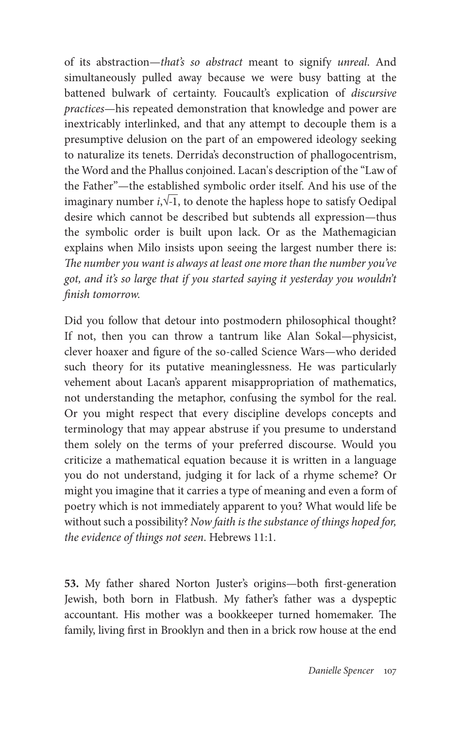of its abstraction—*that's so abstract* meant to signify *unreal*. And simultaneously pulled away because we were busy batting at the battened bulwark of certainty. Foucault's explication of *discursive practices*—his repeated demonstration that knowledge and power are inextricably interlinked, and that any attempt to decouple them is a presumptive delusion on the part of an empowered ideology seeking to naturalize its tenets. Derrida's deconstruction of phallogocentrism, the Word and the Phallus conjoined. Lacan's description of the "Law of the Father"—the established symbolic order itself. And his use of the imaginary number $i$,$\sqrt{-1}$, to denote the hapless hope to satisfy Oedipal desire which cannot be described but subtends all expression—thus the symbolic order is built upon lack. Or as the Mathemagician explains when Milo insists upon seeing the largest number there is: *The number you want is always at least one more than the number you've got, and it's so large that if you started saying it yesterday you wouldn't finish tomorrow.*

Did you follow that detour into postmodern philosophical thought? If not, then you can throw a tantrum like Alan Sokal—physicist, clever hoaxer and figure of the so-called Science Wars—who derided such theory for its putative meaninglessness. He was particularly vehement about Lacan's apparent misappropriation of mathematics, not understanding the metaphor, confusing the symbol for the real. Or you might respect that every discipline develops concepts and terminology that may appear abstruse if you presume to understand them solely on the terms of your preferred discourse. Would you criticize a mathematical equation because it is written in a language you do not understand, judging it for lack of a rhyme scheme? Or might you imagine that it carries a type of meaning and even a form of poetry which is not immediately apparent to you? What would life be without such a possibility? *Now faith is the substance of things hoped for, the evidence of things not seen*. Hebrews 11:1.

**53.** My father shared Norton Juster's origins—both first-generation Jewish, both born in Flatbush. My father's father was a dyspeptic accountant. His mother was a bookkeeper turned homemaker. The family, living first in Brooklyn and then in a brick row house at the end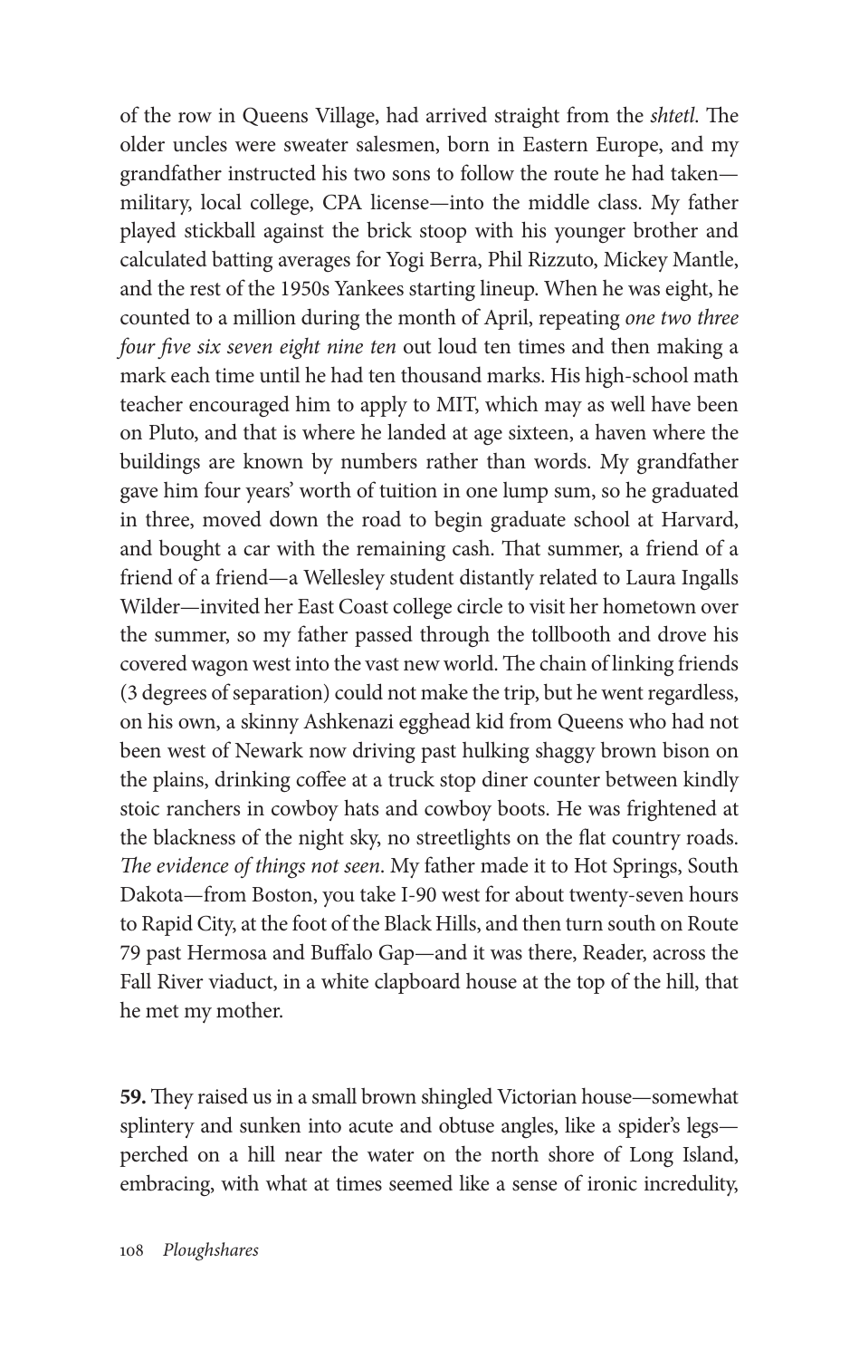of the row in Queens Village, had arrived straight from the *shtetl*. The older uncles were sweater salesmen, born in Eastern Europe, and my grandfather instructed his two sons to follow the route he had taken—military, local college, CPA license—into the middle class. My father played stickball against the brick stoop with his younger brother and calculated batting averages for Yogi Berra, Phil Rizzuto, Mickey Mantle, and the rest of the 1950s Yankees starting lineup. When he was eight, he counted to a million during the month of April, repeating *one two three four five six seven eight nine ten* out loud ten times and then making a mark each time until he had ten thousand marks. His high-school math teacher encouraged him to apply to MIT, which may as well have been on Pluto, and that is where he landed at age sixteen, a haven where the buildings are known by numbers rather than words. My grandfather gave him four years' worth of tuition in one lump sum, so he graduated in three, moved down the road to begin graduate school at Harvard, and bought a car with the remaining cash. That summer, a friend of a friend of a friend—a Wellesley student distantly related to Laura Ingalls Wilder—invited her East Coast college circle to visit her hometown over the summer, so my father passed through the tollbooth and drove his covered wagon west into the vast new world. The chain of linking friends (3 degrees of separation) could not make the trip, but he went regardless, on his own, a skinny Ashkenazi egghead kid from Queens who had not been west of Newark now driving past hulking shaggy brown bison on the plains, drinking coffee at a truck stop diner counter between kindly stoic ranchers in cowboy hats and cowboy boots. He was frightened at the blackness of the night sky, no streetlights on the flat country roads. *The evidence of things not seen*. My father made it to Hot Springs, South Dakota—from Boston, you take I-90 west for about twenty-seven hours to Rapid City, at the foot of the Black Hills, and then turn south on Route 79 past Hermosa and Buffalo Gap—and it was there, Reader, across the Fall River viaduct, in a white clapboard house at the top of the hill, that he met my mother.

**59.** They raised us in a small brown shingled Victorian house—somewhat splintery and sunken into acute and obtuse angles, like a spider's legs—perched on a hill near the water on the north shore of Long Island, embracing, with what at times seemed like a sense of ironic incredulity,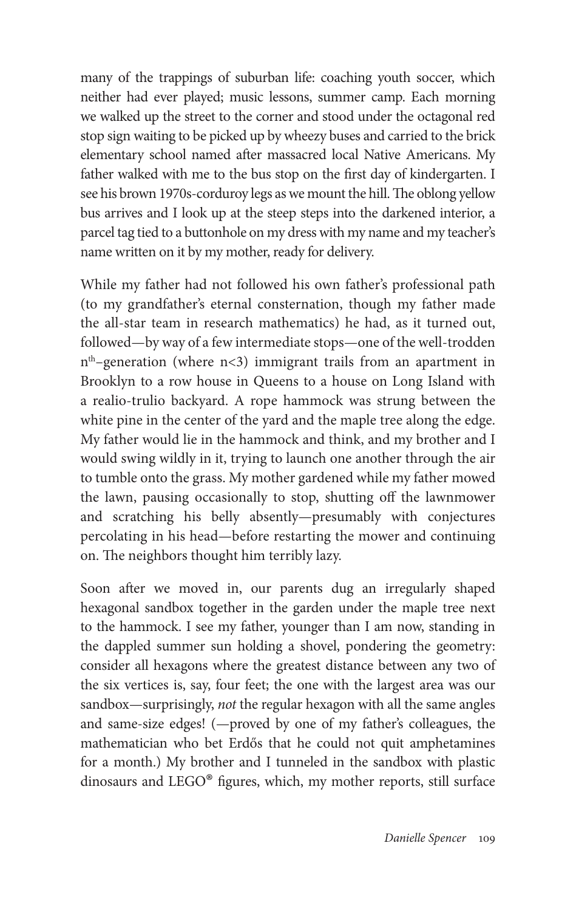many of the trappings of suburban life: coaching youth soccer, which neither had ever played; music lessons, summer camp. Each morning we walked up the street to the corner and stood under the octagonal red stop sign waiting to be picked up by wheezy buses and carried to the brick elementary school named after massacred local Native Americans. My father walked with me to the bus stop on the first day of kindergarten. I see his brown 1970s-corduroy legs as we mount the hill. The oblong yellow bus arrives and I look up at the steep steps into the darkened interior, a parcel tag tied to a buttonhole on my dress with my name and my teacher's name written on it by my mother, ready for delivery.

While my father had not followed his own father's professional path (to my grandfather's eternal consternation, though my father made the all-star team in research mathematics) he had, as it turned out, followed—by way of a few intermediate stops—one of the well-trodden $n^{th}$–generation (where $n<3$) immigrant trails from an apartment in Brooklyn to a row house in Queens to a house on Long Island with a realio-trulio backyard. A rope hammock was strung between the white pine in the center of the yard and the maple tree along the edge. My father would lie in the hammock and think, and my brother and I would swing wildly in it, trying to launch one another through the air to tumble onto the grass. My mother gardened while my father mowed the lawn, pausing occasionally to stop, shutting off the lawnmower and scratching his belly absently—presumably with conjectures percolating in his head—before restarting the mower and continuing on. The neighbors thought him terribly lazy.

Soon after we moved in, our parents dug an irregularly shaped hexagonal sandbox together in the garden under the maple tree next to the hammock. I see my father, younger than I am now, standing in the dappled summer sun holding a shovel, pondering the geometry: consider all hexagons where the greatest distance between any two of the six vertices is, say, four feet; the one with the largest area was our sandbox—surprisingly, *not* the regular hexagon with all the same angles and same-size edges! (—proved by one of my father's colleagues, the mathematician who bet Erdős that he could not quit amphetamines for a month.) My brother and I tunneled in the sandbox with plastic dinosaurs and LEGO® figures, which, my mother reports, still surface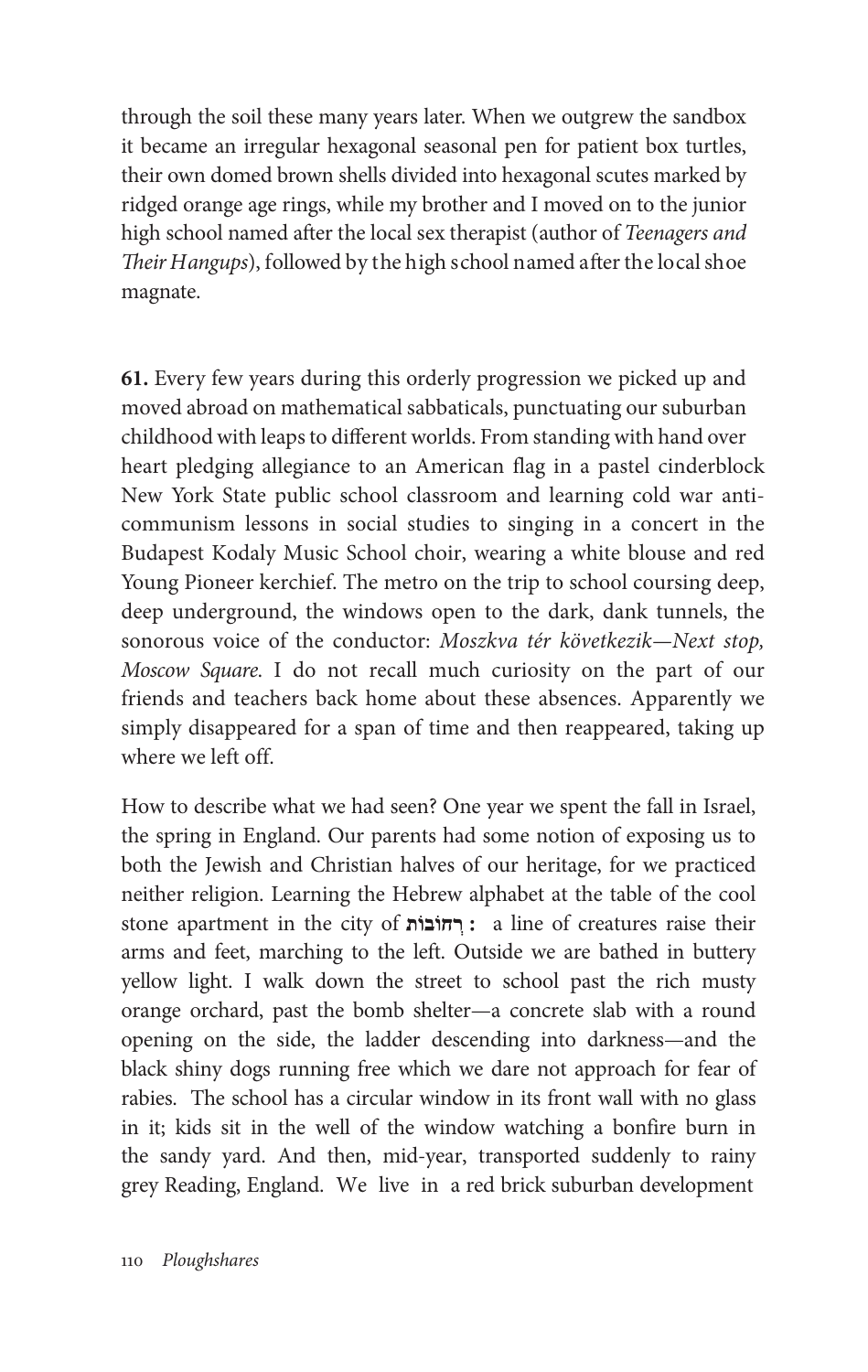through the soil these many years later. When we outgrew the sandbox it became an irregular hexagonal seasonal pen for patient box turtles, their own domed brown shells divided into hexagonal scutes marked by ridged orange age rings, while my brother and I moved on to the junior high school named after the local sex therapist (author of *Teenagers and Their Hangups*), followed by the high school named after the local shoe magnate.

**61.** Every few years during this orderly progression we picked up and moved abroad on mathematical sabbaticals, punctuating our suburban childhood with leaps to different worlds. From standing with hand over heart pledging allegiance to an American flag in a pastel cinderblock New York State public school classroom and learning cold war anti-communism lessons in social studies to singing in a concert in the Budapest Kodaly Music School choir, wearing a white blouse and red Young Pioneer kerchief. The metro on the trip to school coursing deep, deep underground, the windows open to the dark, dank tunnels, the sonorous voice of the conductor: *Moszkva tér következik—Next stop, Moscow Square*. I do not recall much curiosity on the part of our friends and teachers back home about these absences. Apparently we simply disappeared for a span of time and then reappeared, taking up where we left off.

How to describe what we had seen? One year we spent the fall in Israel, the spring in England. Our parents had some notion of exposing us to both the Jewish and Christian halves of our heritage, for we practiced neither religion. Learning the Hebrew alphabet at the table of the cool stone apartment in the city of **רְחוֹבוֹת**: a line of creatures raise their arms and feet, marching to the left. Outside we are bathed in buttery yellow light. I walk down the street to school past the rich musty orange orchard, past the bomb shelter—a concrete slab with a round opening on the side, the ladder descending into darkness—and the black shiny dogs running free which we dare not approach for fear of rabies. The school has a circular window in its front wall with no glass in it; kids sit in the well of the window watching a bonfire burn in the sandy yard. And then, mid-year, transported suddenly to rainy grey Reading, England. We live in a red brick suburban development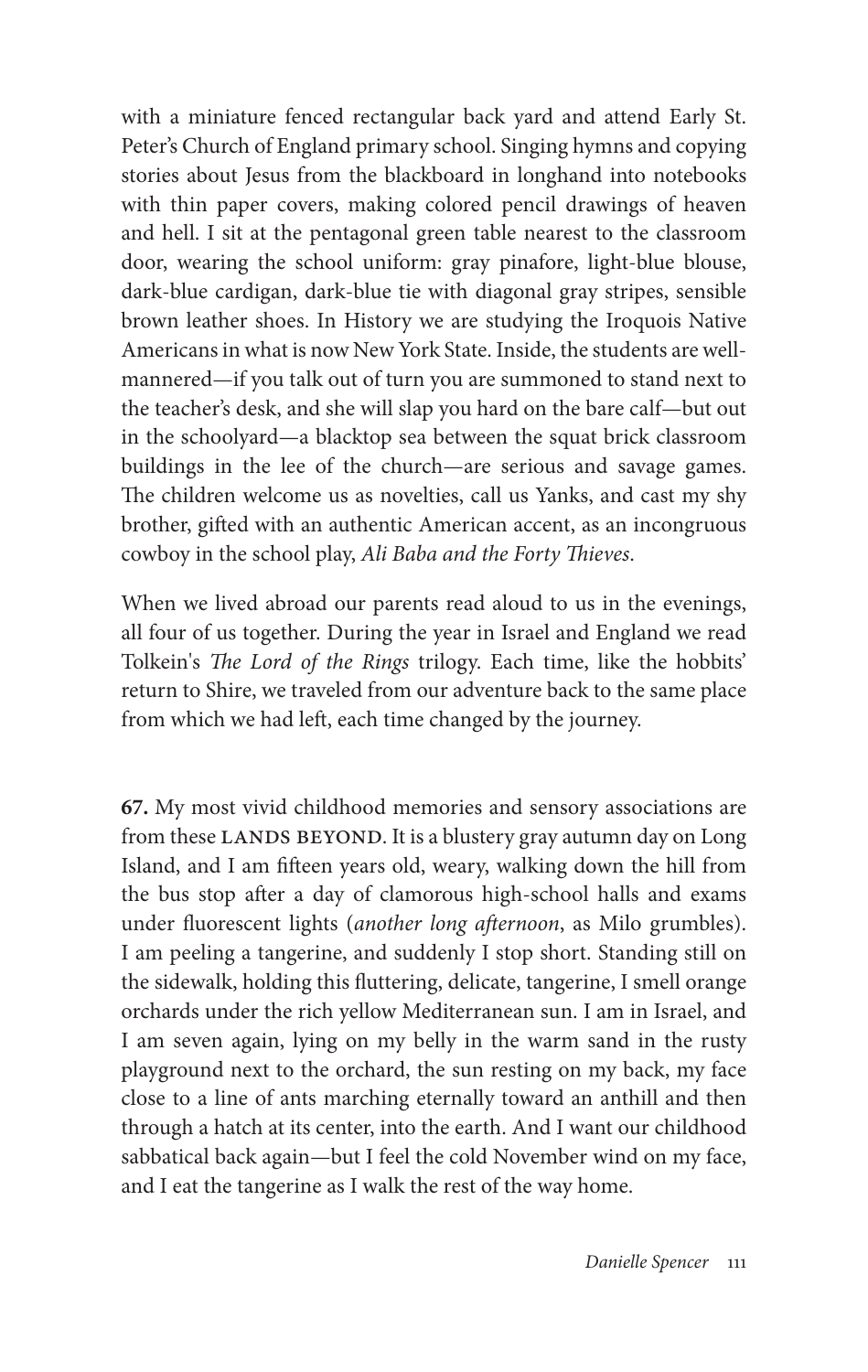with a miniature fenced rectangular back yard and attend Early St. Peter's Church of England primary school. Singing hymns and copying stories about Jesus from the blackboard in longhand into notebooks with thin paper covers, making colored pencil drawings of heaven and hell. I sit at the pentagonal green table nearest to the classroom door, wearing the school uniform: gray pinafore, light-blue blouse, dark-blue cardigan, dark-blue tie with diagonal gray stripes, sensible brown leather shoes. In History we are studying the Iroquois Native Americans in what is now New York State. Inside, the students are well-mannered—if you talk out of turn you are summoned to stand next to the teacher's desk, and she will slap you hard on the bare calf—but out in the schoolyard—a blacktop sea between the squat brick classroom buildings in the lee of the church—are serious and savage games. The children welcome us as novelties, call us Yanks, and cast my shy brother, gifted with an authentic American accent, as an incongruous cowboy in the school play, *Ali Baba and the Forty Thieves*.

When we lived abroad our parents read aloud to us in the evenings, all four of us together. During the year in Israel and England we read Tolkein's *The Lord of the Rings* trilogy. Each time, like the hobbits' return to Shire, we traveled from our adventure back to the same place from which we had left, each time changed by the journey.

**67.** My most vivid childhood memories and sensory associations are from these LANDS BEYOND. It is a blustery gray autumn day on Long Island, and I am fifteen years old, weary, walking down the hill from the bus stop after a day of clamorous high-school halls and exams under fluorescent lights (*another long afternoon*, as Milo grumbles). I am peeling a tangerine, and suddenly I stop short. Standing still on the sidewalk, holding this fluttering, delicate, tangerine, I smell orange orchards under the rich yellow Mediterranean sun. I am in Israel, and I am seven again, lying on my belly in the warm sand in the rusty playground next to the orchard, the sun resting on my back, my face close to a line of ants marching eternally toward an anthill and then through a hatch at its center, into the earth. And I want our childhood sabbatical back again—but I feel the cold November wind on my face, and I eat the tangerine as I walk the rest of the way home.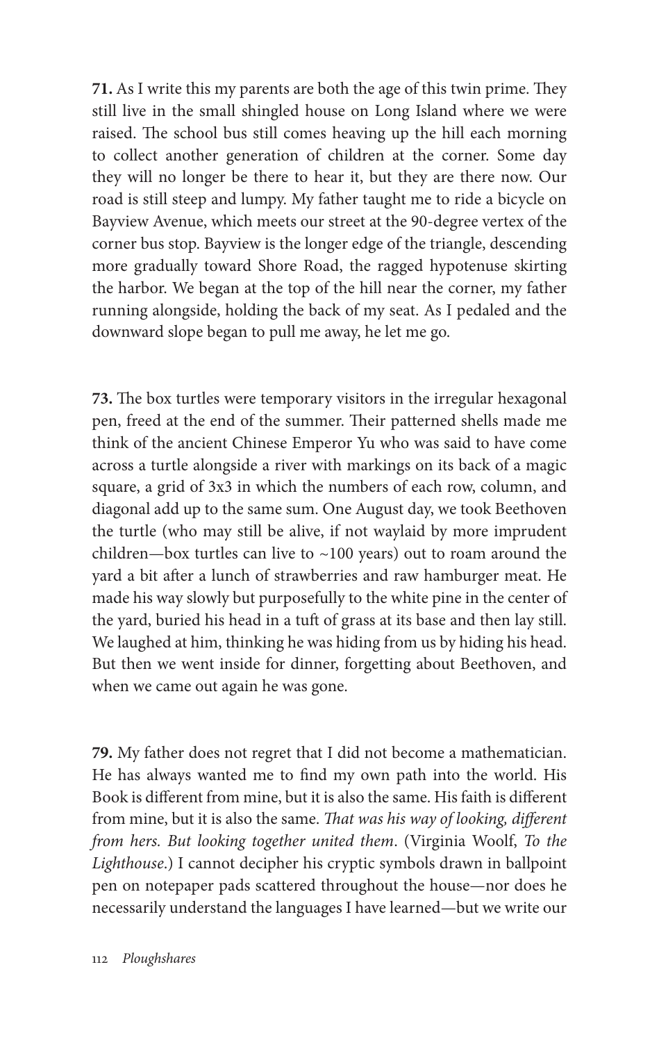**71.** As I write this my parents are both the age of this twin prime. They still live in the small shingled house on Long Island where we were raised. The school bus still comes heaving up the hill each morning to collect another generation of children at the corner. Some day they will no longer be there to hear it, but they are there now. Our road is still steep and lumpy. My father taught me to ride a bicycle on Bayview Avenue, which meets our street at the 90-degree vertex of the corner bus stop. Bayview is the longer edge of the triangle, descending more gradually toward Shore Road, the ragged hypotenuse skirting the harbor. We began at the top of the hill near the corner, my father running alongside, holding the back of my seat. As I pedaled and the downward slope began to pull me away, he let me go.

**73.** The box turtles were temporary visitors in the irregular hexagonal pen, freed at the end of the summer. Their patterned shells made me think of the ancient Chinese Emperor Yu who was said to have come across a turtle alongside a river with markings on its back of a magic square, a grid of 3x3 in which the numbers of each row, column, and diagonal add up to the same sum. One August day, we took Beethoven the turtle (who may still be alive, if not waylaid by more imprudent children—box turtles can live to ~100 years) out to roam around the yard a bit after a lunch of strawberries and raw hamburger meat. He made his way slowly but purposefully to the white pine in the center of the yard, buried his head in a tuft of grass at its base and then lay still. We laughed at him, thinking he was hiding from us by hiding his head. But then we went inside for dinner, forgetting about Beethoven, and when we came out again he was gone.

**79.** My father does not regret that I did not become a mathematician. He has always wanted me to find my own path into the world. His Book is different from mine, but it is also the same. His faith is different from mine, but it is also the same. *That was his way of looking, different from hers. But looking together united them*. (Virginia Woolf, *To the Lighthouse*.) I cannot decipher his cryptic symbols drawn in ballpoint pen on notepaper pads scattered throughout the house—nor does he necessarily understand the languages I have learned—but we write our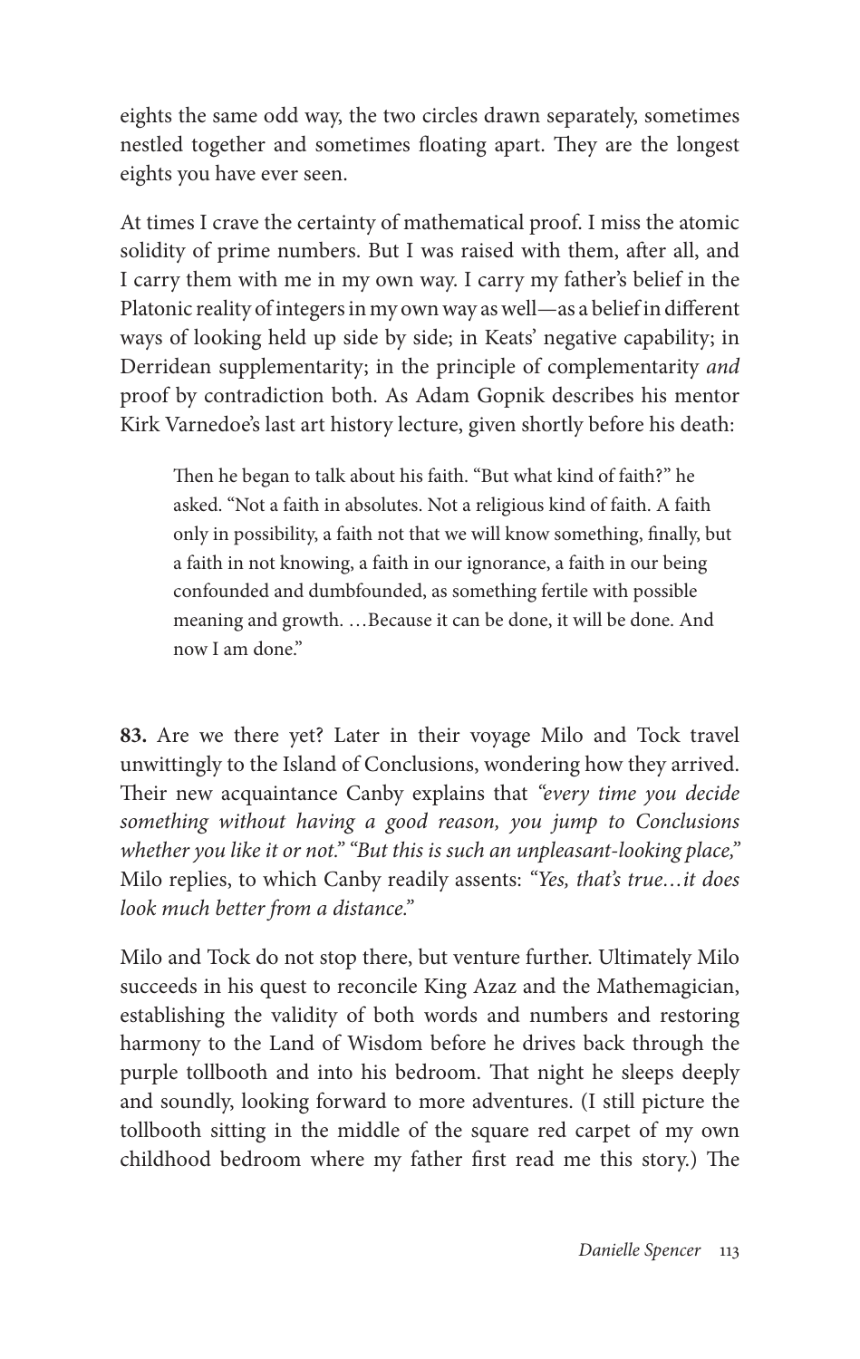eights the same odd way, the two circles drawn separately, sometimes nestled together and sometimes floating apart. They are the longest eights you have ever seen.

At times I crave the certainty of mathematical proof. I miss the atomic solidity of prime numbers. But I was raised with them, after all, and I carry them with me in my own way. I carry my father's belief in the Platonic reality of integers in my own way as well—as a belief in different ways of looking held up side by side; in Keats' negative capability; in Derridean supplementarity; in the principle of complementarity *and* proof by contradiction both. As Adam Gopnik describes his mentor Kirk Varnedoe's last art history lecture, given shortly before his death:

> Then he began to talk about his faith. "But what kind of faith?" he asked. "Not a faith in absolutes. Not a religious kind of faith. A faith only in possibility, a faith not that we will know something, finally, but a faith in not knowing, a faith in our ignorance, a faith in our being confounded and dumbfounded, as something fertile with possible meaning and growth. …Because it can be done, it will be done. And now I am done."

**83.** Are we there yet? Later in their voyage Milo and Tock travel unwittingly to the Island of Conclusions, wondering how they arrived. Their new acquaintance Canby explains that *"every time you decide something without having a good reason, you jump to Conclusions whether you like it or not." "But this is such an unpleasant-looking place,"* Milo replies, to which Canby readily assents: *"Yes, that's true…it does look much better from a distance."*

Milo and Tock do not stop there, but venture further. Ultimately Milo succeeds in his quest to reconcile King Azaz and the Mathemagician, establishing the validity of both words and numbers and restoring harmony to the Land of Wisdom before he drives back through the purple tollbooth and into his bedroom. That night he sleeps deeply and soundly, looking forward to more adventures. (I still picture the tollbooth sitting in the middle of the square red carpet of my own childhood bedroom where my father first read me this story.) The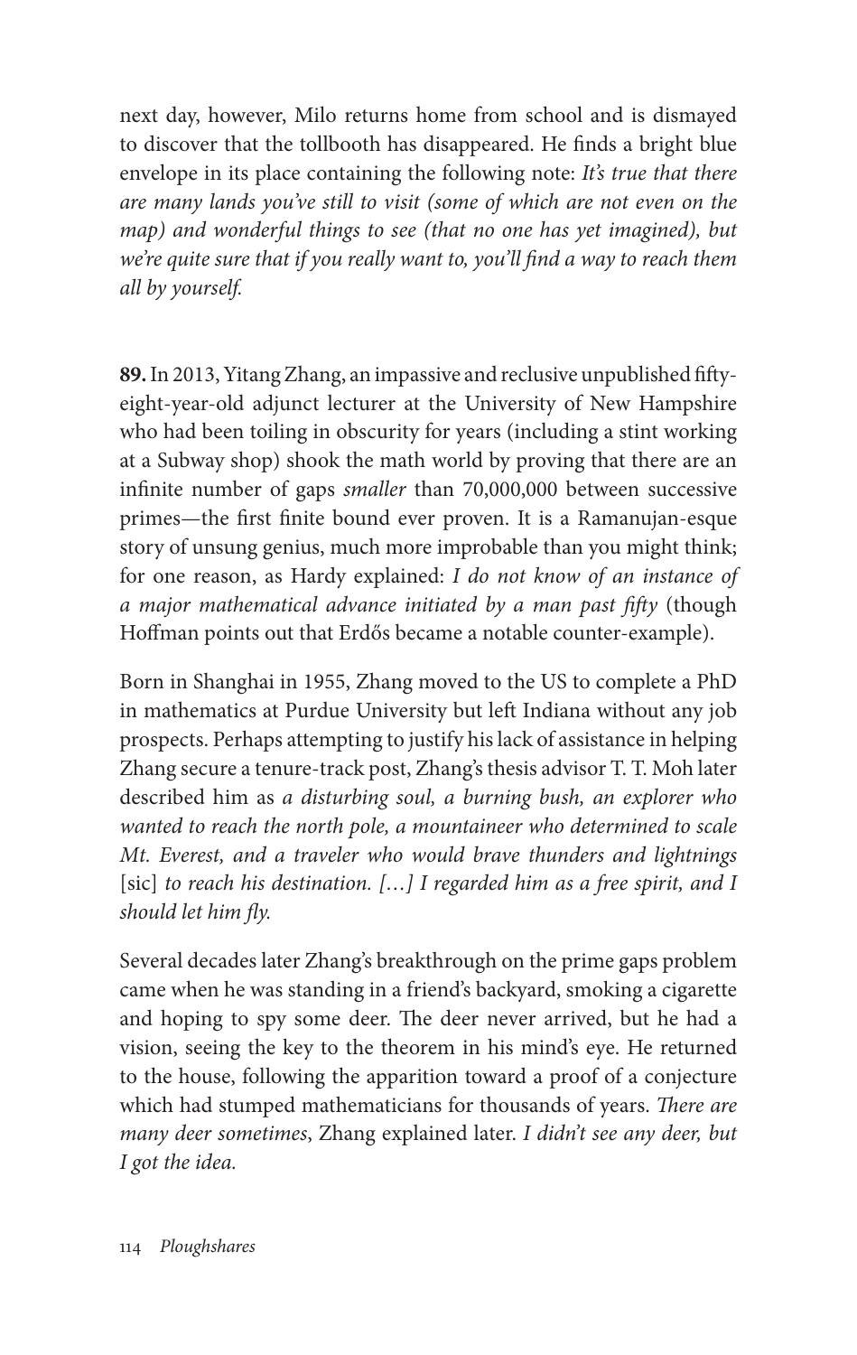next day, however, Milo returns home from school and is dismayed to discover that the tollbooth has disappeared. He finds a bright blue envelope in its place containing the following note: *It's true that there are many lands you've still to visit (some of which are not even on the map) and wonderful things to see (that no one has yet imagined), but we're quite sure that if you really want to, you'll find a way to reach them all by yourself.*

**89.** In 2013, Yitang Zhang, an impassive and reclusive unpublished fifty-eight-year-old adjunct lecturer at the University of New Hampshire who had been toiling in obscurity for years (including a stint working at a Subway shop) shook the math world by proving that there are an infinite number of gaps *smaller* than 70,000,000 between successive primes—the first finite bound ever proven. It is a Ramanujan-esque story of unsung genius, much more improbable than you might think; for one reason, as Hardy explained: *I do not know of an instance of a major mathematical advance initiated by a man past fifty* (though Hoffman points out that Erdős became a notable counter-example).

Born in Shanghai in 1955, Zhang moved to the US to complete a PhD in mathematics at Purdue University but left Indiana without any job prospects. Perhaps attempting to justify his lack of assistance in helping Zhang secure a tenure-track post, Zhang's thesis advisor T. T. Moh later described him as *a disturbing soul, a burning bush, an explorer who wanted to reach the north pole, a mountaineer who determined to scale Mt. Everest, and a traveler who would brave thunders and lightnings* [sic] *to reach his destination. […] I regarded him as a free spirit, and I should let him fly.*

Several decades later Zhang's breakthrough on the prime gaps problem came when he was standing in a friend's backyard, smoking a cigarette and hoping to spy some deer. The deer never arrived, but he had a vision, seeing the key to the theorem in his mind's eye. He returned to the house, following the apparition toward a proof of a conjecture which had stumped mathematicians for thousands of years. *There are many deer sometimes*, Zhang explained later. *I didn't see any deer, but I got the idea.*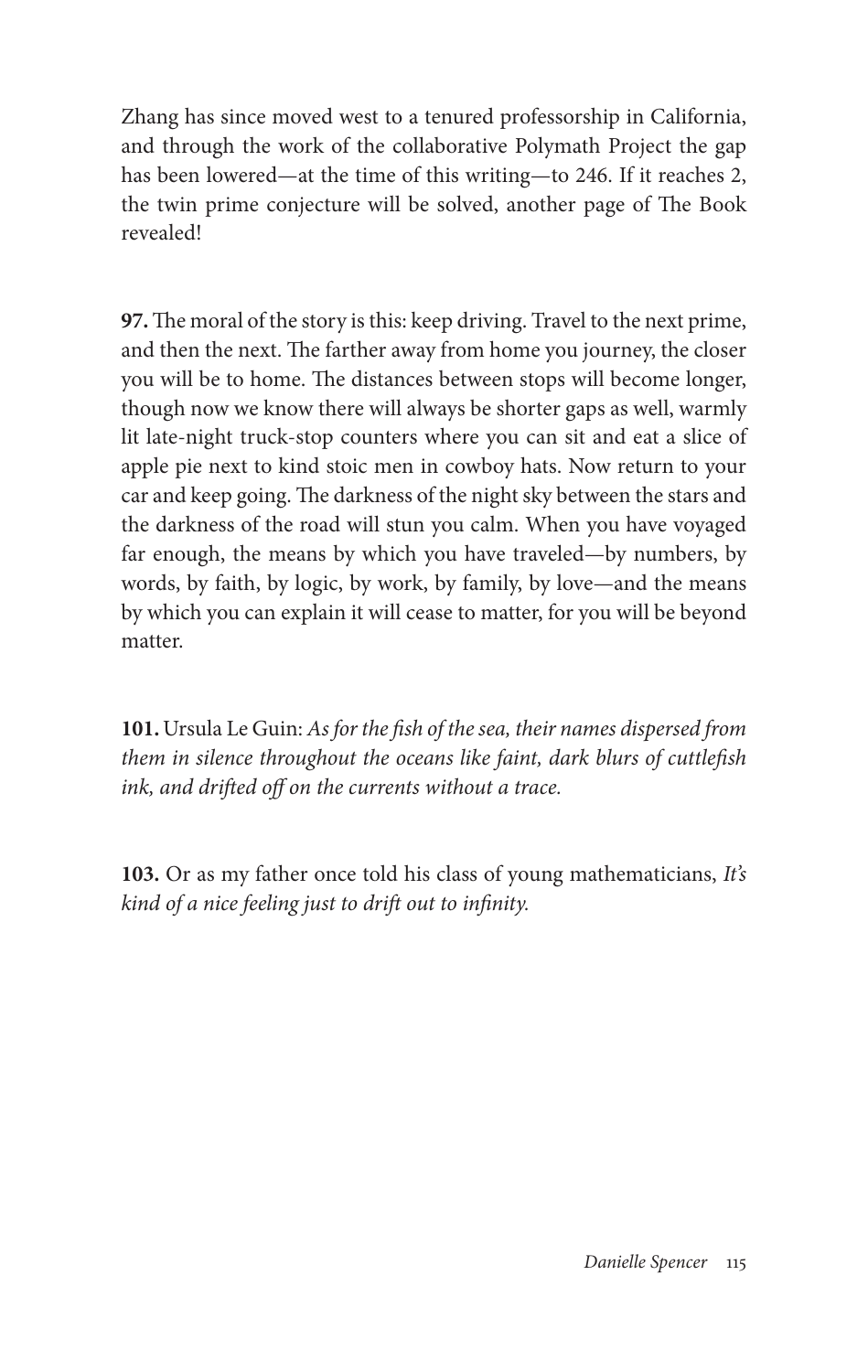Zhang has since moved west to a tenured professorship in California, and through the work of the collaborative Polymath Project the gap has been lowered—at the time of this writing—to 246. If it reaches 2, the twin prime conjecture will be solved, another page of The Book revealed!

**97.** The moral of the story is this: keep driving. Travel to the next prime, and then the next. The farther away from home you journey, the closer you will be to home. The distances between stops will become longer, though now we know there will always be shorter gaps as well, warmly lit late-night truck-stop counters where you can sit and eat a slice of apple pie next to kind stoic men in cowboy hats. Now return to your car and keep going. The darkness of the night sky between the stars and the darkness of the road will stun you calm. When you have voyaged far enough, the means by which you have traveled—by numbers, by words, by faith, by logic, by work, by family, by love—and the means by which you can explain it will cease to matter, for you will be beyond matter.

**101.** Ursula Le Guin: *As for the fish of the sea, their names dispersed from them in silence throughout the oceans like faint, dark blurs of cuttlefish ink, and drifted off on the currents without a trace.*

**103.** Or as my father once told his class of young mathematicians, *It's kind of a nice feeling just to drift out to infinity.*